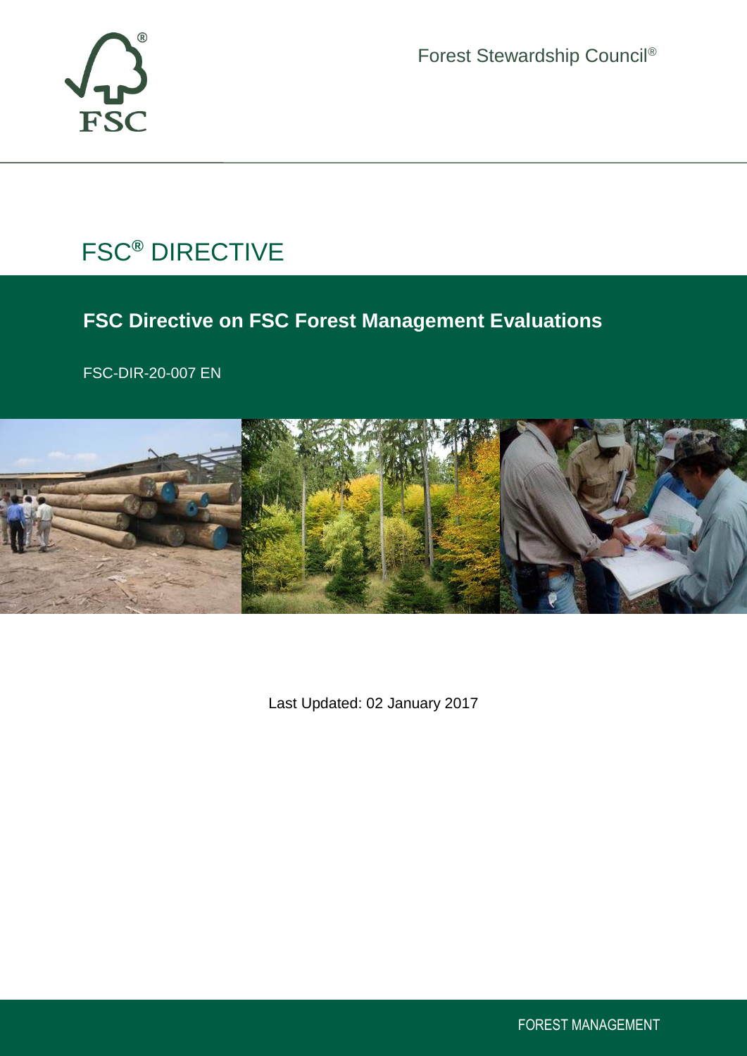Forest Stewardship Council®

# FSC® DIRECTIVE

## FSC Directive on FSC Forest Management Evaluations

FSC-DIR-20-007 EN

Last Updated: 02 January 2017

FOREST MANAGEMENT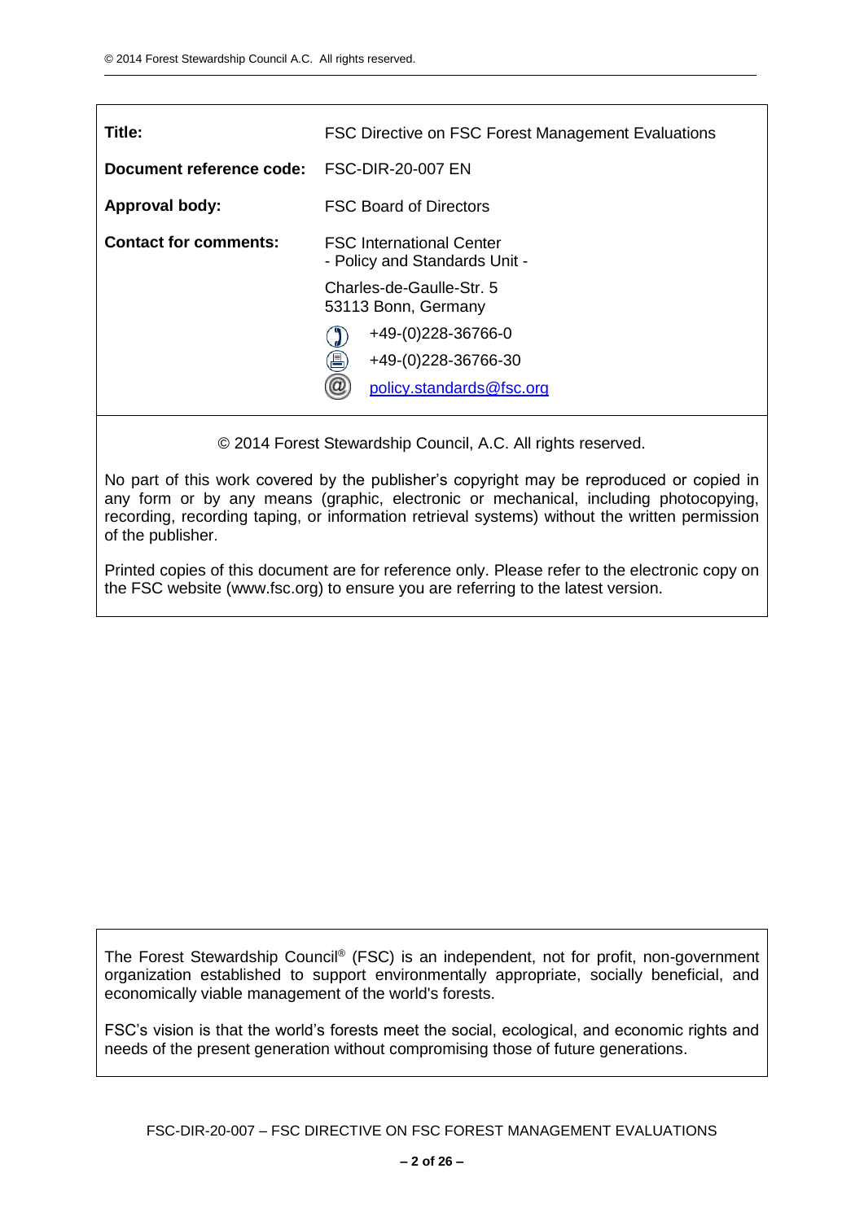| | |
|---|---|
| **Title:** | FSC Directive on FSC Forest Management Evaluations |
| **Document reference code:** | FSC-DIR-20-007 EN |
| **Approval body:** | FSC Board of Directors |
| **Contact for comments:** | FSC International Center<br>- Policy and Standards Unit -<br>Charles-de-Gaulle-Str. 5<br>53113 Bonn, Germany<br>+49-(0)228-36766-0<br>+49-(0)228-36766-30<br>policy.standards@fsc.org |

© 2014 Forest Stewardship Council, A.C. All rights reserved.

No part of this work covered by the publisher's copyright may be reproduced or copied in any form or by any means (graphic, electronic or mechanical, including photocopying, recording, recording taping, or information retrieval systems) without the written permission of the publisher.

Printed copies of this document are for reference only. Please refer to the electronic copy on the FSC website (www.fsc.org) to ensure you are referring to the latest version.

The Forest Stewardship Council® (FSC) is an independent, not for profit, non-government organization established to support environmentally appropriate, socially beneficial, and economically viable management of the world's forests.

FSC's vision is that the world's forests meet the social, ecological, and economic rights and needs of the present generation without compromising those of future generations.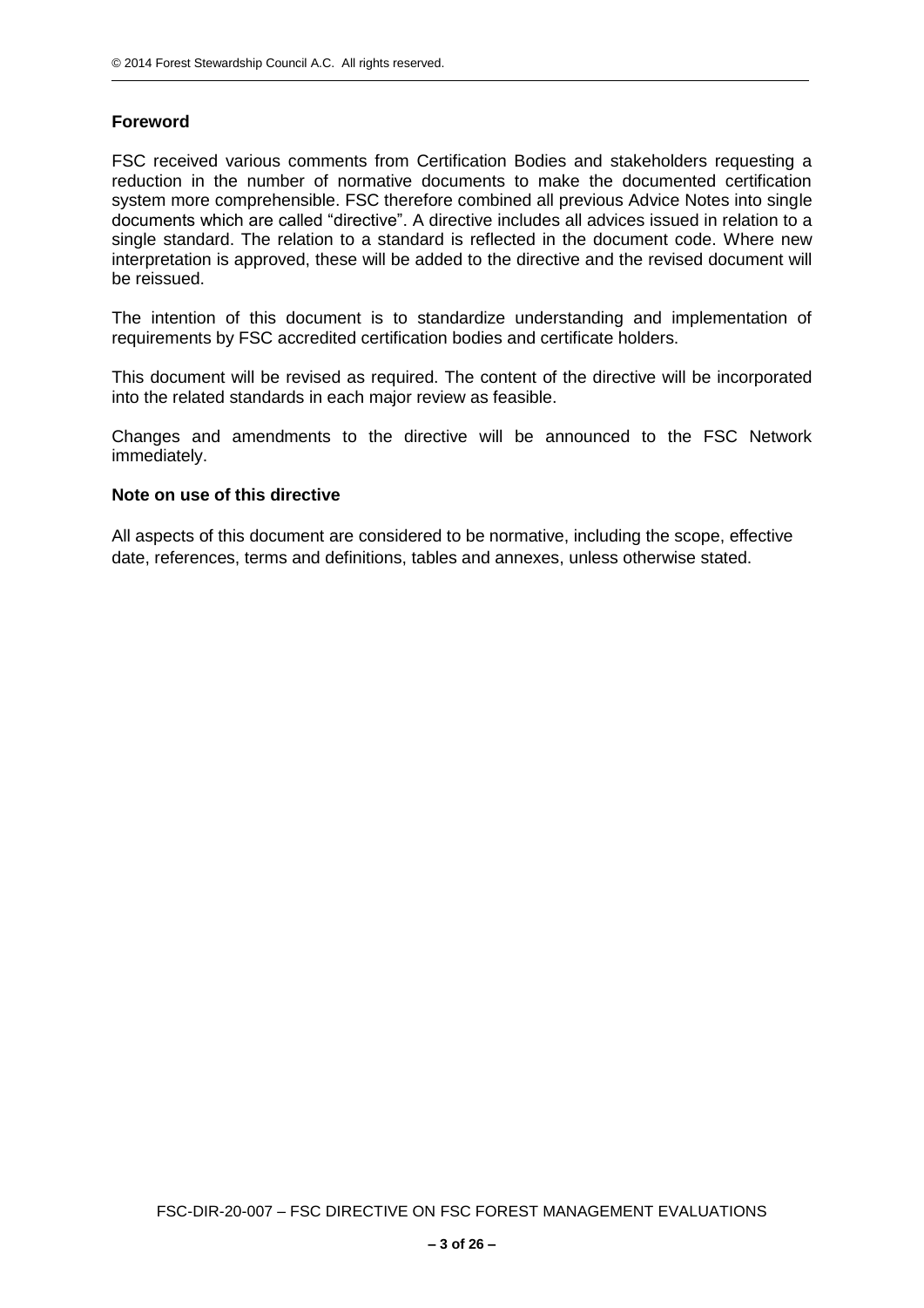## Foreword

FSC received various comments from Certification Bodies and stakeholders requesting a reduction in the number of normative documents to make the documented certification system more comprehensible. FSC therefore combined all previous Advice Notes into single documents which are called "directive". A directive includes all advices issued in relation to a single standard. The relation to a standard is reflected in the document code. Where new interpretation is approved, these will be added to the directive and the revised document will be reissued.

The intention of this document is to standardize understanding and implementation of requirements by FSC accredited certification bodies and certificate holders.

This document will be revised as required. The content of the directive will be incorporated into the related standards in each major review as feasible.

Changes and amendments to the directive will be announced to the FSC Network immediately.

### Note on use of this directive

All aspects of this document are considered to be normative, including the scope, effective date, references, terms and definitions, tables and annexes, unless otherwise stated.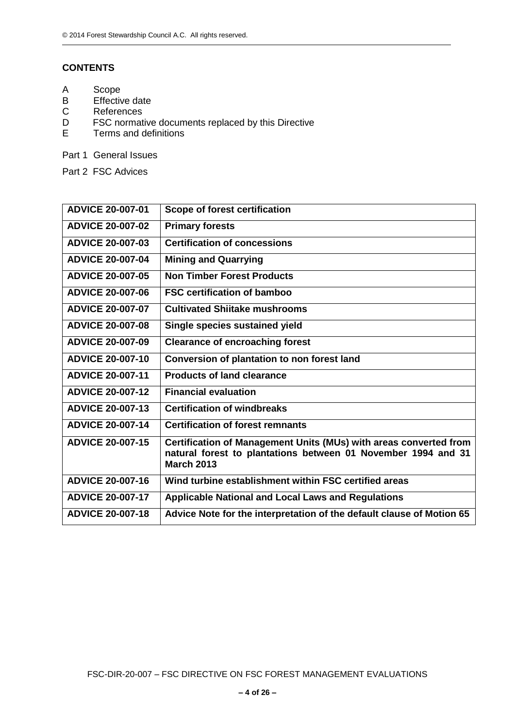## CONTENTS

A Scope
B Effective date
C References
D FSC normative documents replaced by this Directive
E Terms and definitions

Part 1 General Issues

Part 2 FSC Advices

| | |
|---|---|
| **ADVICE 20-007-01** | **Scope of forest certification** |
| **ADVICE 20-007-02** | **Primary forests** |
| **ADVICE 20-007-03** | **Certification of concessions** |
| **ADVICE 20-007-04** | **Mining and Quarrying** |
| **ADVICE 20-007-05** | **Non Timber Forest Products** |
| **ADVICE 20-007-06** | **FSC certification of bamboo** |
| **ADVICE 20-007-07** | **Cultivated Shiitake mushrooms** |
| **ADVICE 20-007-08** | **Single species sustained yield** |
| **ADVICE 20-007-09** | **Clearance of encroaching forest** |
| **ADVICE 20-007-10** | **Conversion of plantation to non forest land** |
| **ADVICE 20-007-11** | **Products of land clearance** |
| **ADVICE 20-007-12** | **Financial evaluation** |
| **ADVICE 20-007-13** | **Certification of windbreaks** |
| **ADVICE 20-007-14** | **Certification of forest remnants** |
| **ADVICE 20-007-15** | **Certification of Management Units (MUs) with areas converted from natural forest to plantations between 01 November 1994 and 31 March 2013** |
| **ADVICE 20-007-16** | **Wind turbine establishment within FSC certified areas** |
| **ADVICE 20-007-17** | **Applicable National and Local Laws and Regulations** |
| **ADVICE 20-007-18** | **Advice Note for the interpretation of the default clause of Motion 65** |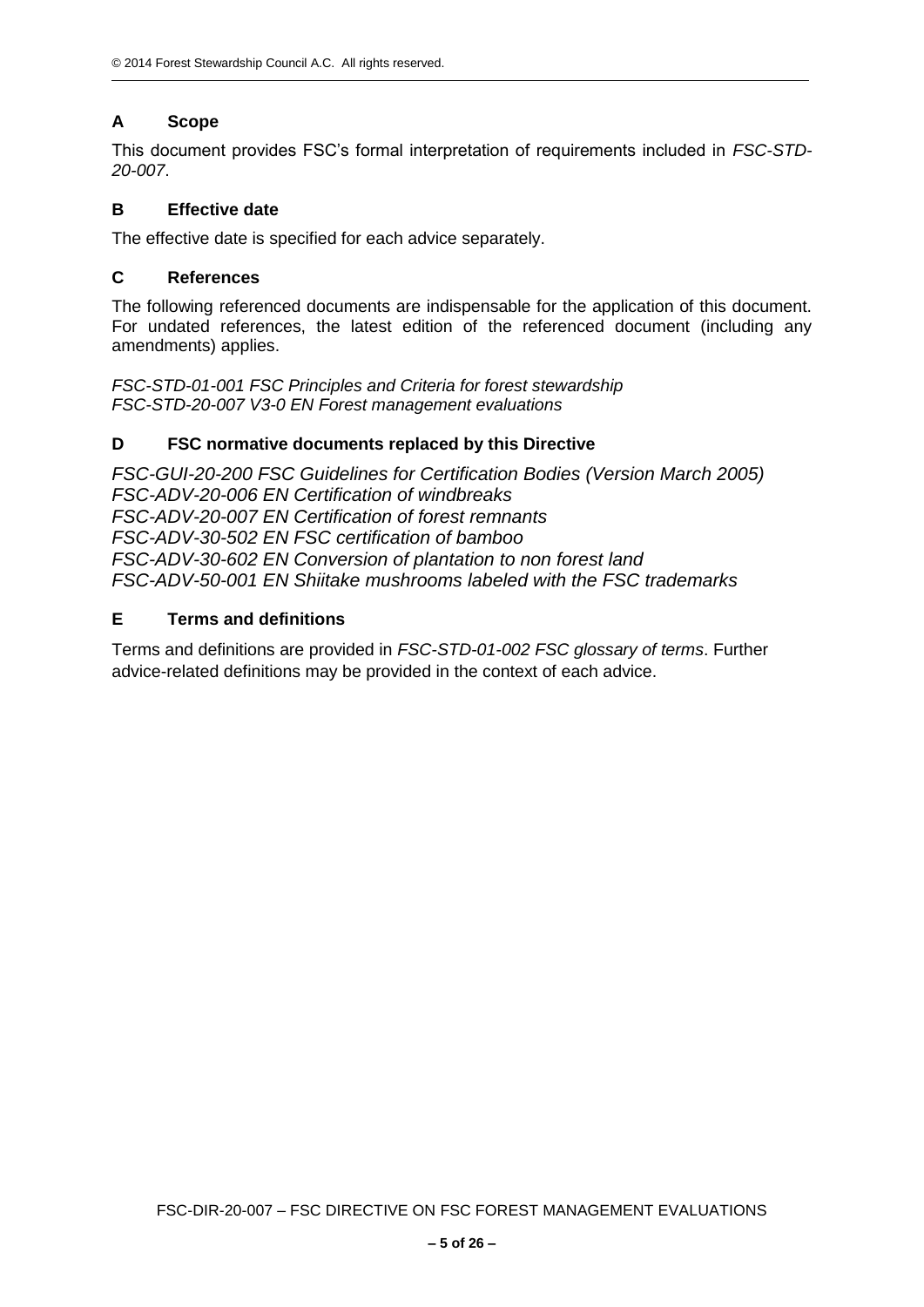## A Scope

This document provides FSC's formal interpretation of requirements included in *FSC-STD-20-007*.

## B Effective date

The effective date is specified for each advice separately.

## C References

The following referenced documents are indispensable for the application of this document. For undated references, the latest edition of the referenced document (including any amendments) applies.

*FSC-STD-01-001 FSC Principles and Criteria for forest stewardship*
*FSC-STD-20-007 V3-0 EN Forest management evaluations*

## D FSC normative documents replaced by this Directive

*FSC-GUI-20-200 FSC Guidelines for Certification Bodies (Version March 2005)*
*FSC-ADV-20-006 EN Certification of windbreaks*
*FSC-ADV-20-007 EN Certification of forest remnants*
*FSC-ADV-30-502 EN FSC certification of bamboo*
*FSC-ADV-30-602 EN Conversion of plantation to non forest land*
*FSC-ADV-50-001 EN Shiitake mushrooms labeled with the FSC trademarks*

## E Terms and definitions

Terms and definitions are provided in *FSC-STD-01-002 FSC glossary of terms*. Further advice-related definitions may be provided in the context of each advice.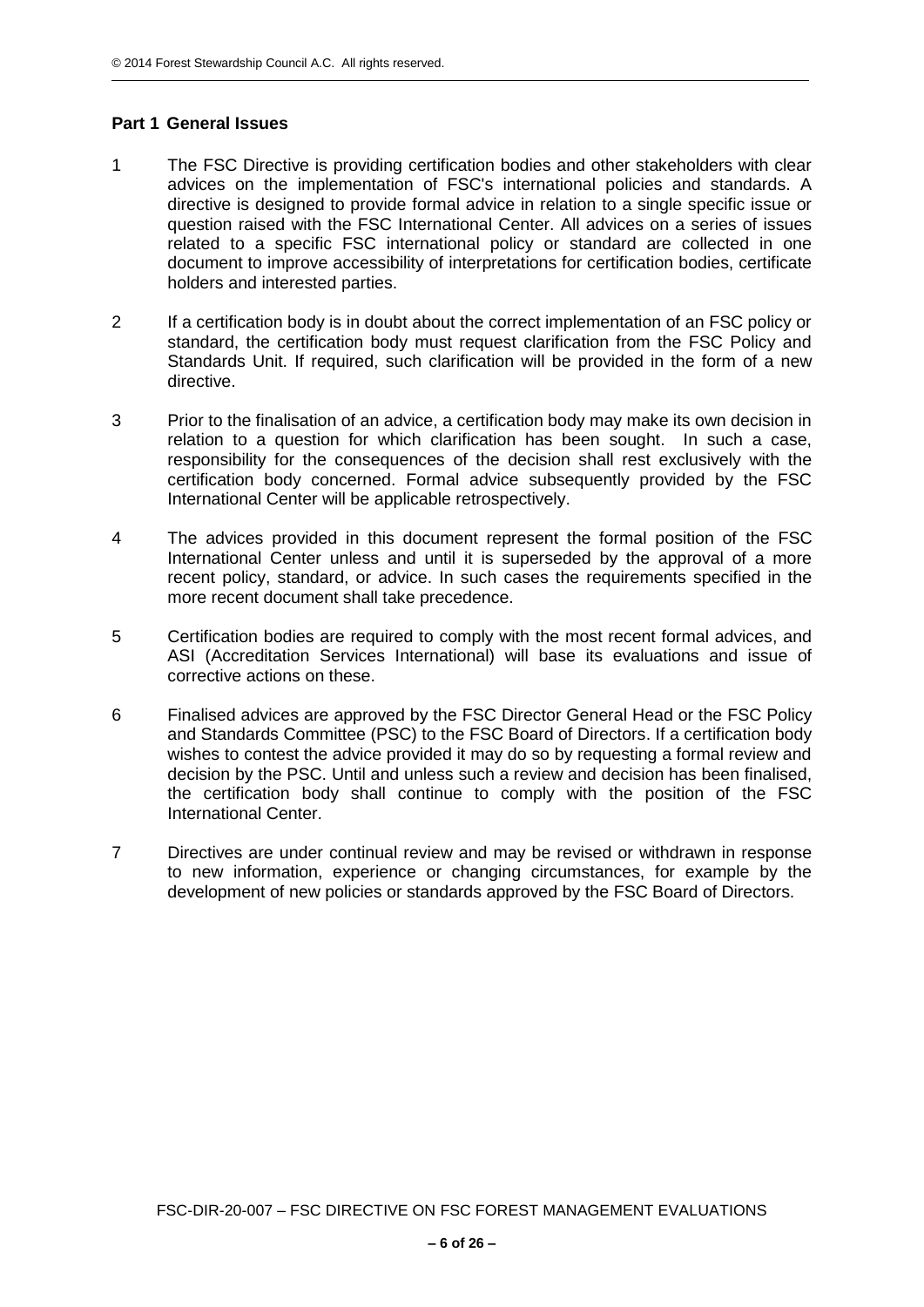## Part 1 General Issues

1 The FSC Directive is providing certification bodies and other stakeholders with clear advices on the implementation of FSC's international policies and standards. A directive is designed to provide formal advice in relation to a single specific issue or question raised with the FSC International Center. All advices on a series of issues related to a specific FSC international policy or standard are collected in one document to improve accessibility of interpretations for certification bodies, certificate holders and interested parties.

2 If a certification body is in doubt about the correct implementation of an FSC policy or standard, the certification body must request clarification from the FSC Policy and Standards Unit. If required, such clarification will be provided in the form of a new directive.

3 Prior to the finalisation of an advice, a certification body may make its own decision in relation to a question for which clarification has been sought. In such a case, responsibility for the consequences of the decision shall rest exclusively with the certification body concerned. Formal advice subsequently provided by the FSC International Center will be applicable retrospectively.

4 The advices provided in this document represent the formal position of the FSC International Center unless and until it is superseded by the approval of a more recent policy, standard, or advice. In such cases the requirements specified in the more recent document shall take precedence.

5 Certification bodies are required to comply with the most recent formal advices, and ASI (Accreditation Services International) will base its evaluations and issue of corrective actions on these.

6 Finalised advices are approved by the FSC Director General Head or the FSC Policy and Standards Committee (PSC) to the FSC Board of Directors. If a certification body wishes to contest the advice provided it may do so by requesting a formal review and decision by the PSC. Until and unless such a review and decision has been finalised, the certification body shall continue to comply with the position of the FSC International Center.

7 Directives are under continual review and may be revised or withdrawn in response to new information, experience or changing circumstances, for example by the development of new policies or standards approved by the FSC Board of Directors.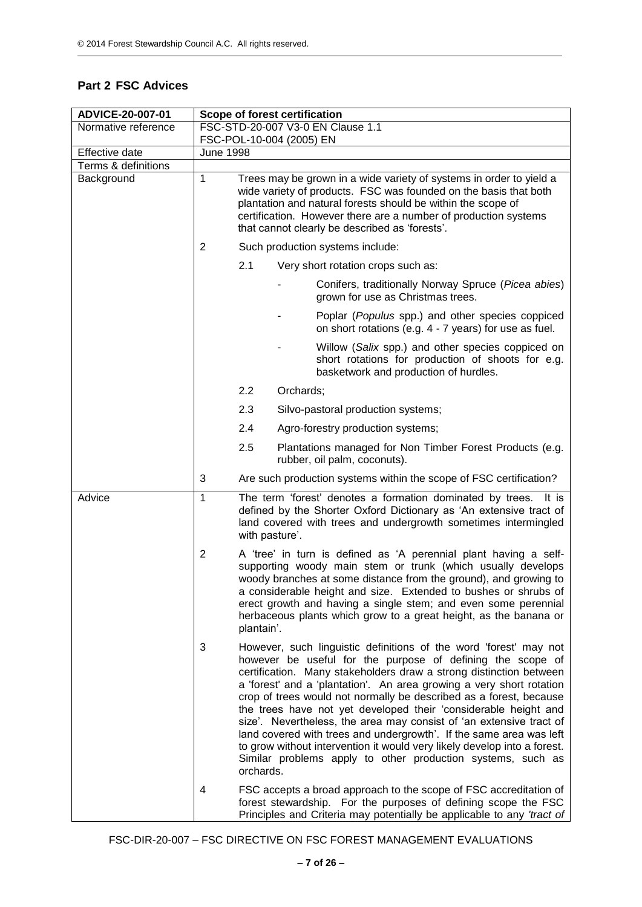## Part 2 FSC Advices

| ADVICE-20-007-01 | Scope of forest certification |
|---|---|
| Normative reference | FSC-STD-20-007 V3-0 EN Clause 1.1<br>FSC-POL-10-004 (2005) EN |
| Effective date | June 1998 |
| Terms & definitions | |
| Background | 1 Trees may be grown in a wide variety of systems in order to yield a wide variety of products. FSC was founded on the basis that both plantation and natural forests should be within the scope of certification. However there are a number of production systems that cannot clearly be described as 'forests'.<br><br>2 Such production systems include:<br><br>2.1 Very short rotation crops such as:<br>- Conifers, traditionally Norway Spruce (*Picea abies*) grown for use as Christmas trees.<br>- Poplar (*Populus* spp.) and other species coppiced on short rotations (e.g. 4 - 7 years) for use as fuel.<br>- Willow (*Salix* spp.) and other species coppiced on short rotations for production of shoots for e.g. basketwork and production of hurdles.<br><br>2.2 Orchards;<br><br>2.3 Silvo-pastoral production systems;<br><br>2.4 Agro-forestry production systems;<br><br>2.5 Plantations managed for Non Timber Forest Products (e.g. rubber, oil palm, coconuts).<br><br>3 Are such production systems within the scope of FSC certification? |
| Advice | 1 The term 'forest' denotes a formation dominated by trees. It is defined by the Shorter Oxford Dictionary as 'An extensive tract of land covered with trees and undergrowth sometimes intermingled with pasture'.<br><br>2 A 'tree' in turn is defined as 'A perennial plant having a self-supporting woody main stem or trunk (which usually develops woody branches at some distance from the ground), and growing to a considerable height and size. Extended to bushes or shrubs of erect growth and having a single stem; and even some perennial herbaceous plants which grow to a great height, as the banana or plantain'.<br><br>3 However, such linguistic definitions of the word 'forest' may not however be useful for the purpose of defining the scope of certification. Many stakeholders draw a strong distinction between a 'forest' and a 'plantation'. An area growing a very short rotation crop of trees would not normally be described as a forest, because the trees have not yet developed their 'considerable height and size'. Nevertheless, the area may consist of 'an extensive tract of land covered with trees and undergrowth'. If the same area was left to grow without intervention it would very likely develop into a forest. Similar problems apply to other production systems, such as orchards.<br><br>4 FSC accepts a broad approach to the scope of FSC accreditation of forest stewardship. For the purposes of defining scope the FSC Principles and Criteria may potentially be applicable to any *'tract of* |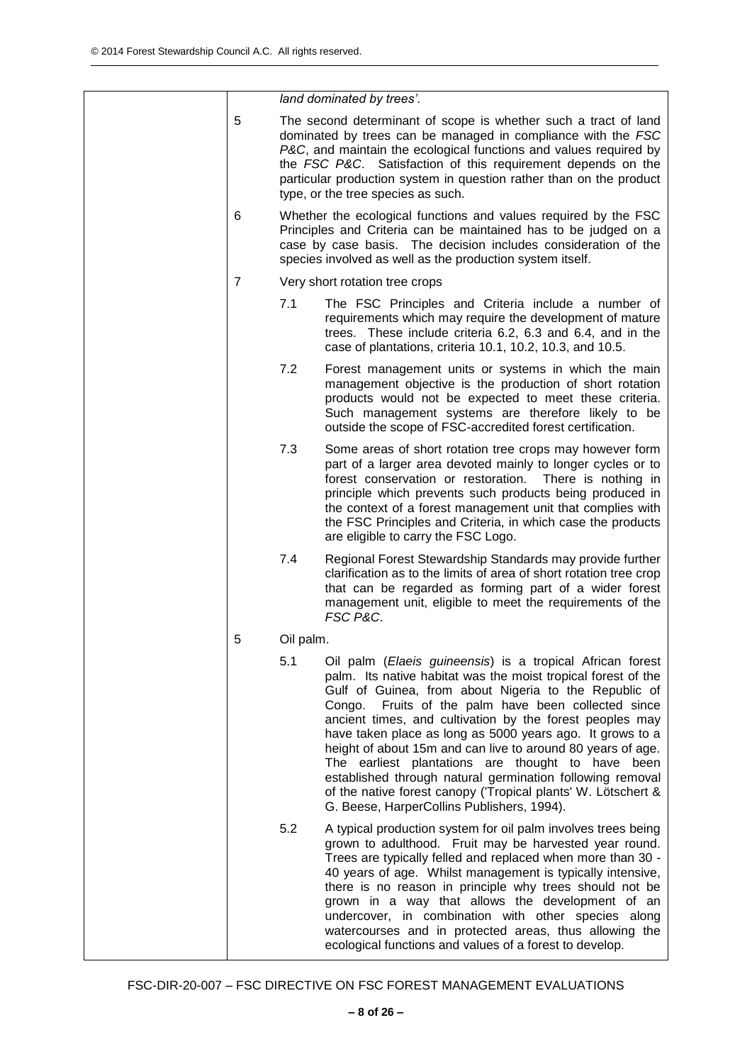*land dominated by trees'*.

5 The second determinant of scope is whether such a tract of land dominated by trees can be managed in compliance with the *FSC P&C*, and maintain the ecological functions and values required by the *FSC P&C*. Satisfaction of this requirement depends on the particular production system in question rather than on the product type, or the tree species as such.

6 Whether the ecological functions and values required by the FSC Principles and Criteria can be maintained has to be judged on a case by case basis. The decision includes consideration of the species involved as well as the production system itself.

7 Very short rotation tree crops

7.1 The FSC Principles and Criteria include a number of requirements which may require the development of mature trees. These include criteria 6.2, 6.3 and 6.4, and in the case of plantations, criteria 10.1, 10.2, 10.3, and 10.5.

7.2 Forest management units or systems in which the main management objective is the production of short rotation products would not be expected to meet these criteria. Such management systems are therefore likely to be outside the scope of FSC-accredited forest certification.

7.3 Some areas of short rotation tree crops may however form part of a larger area devoted mainly to longer cycles or to forest conservation or restoration. There is nothing in principle which prevents such products being produced in the context of a forest management unit that complies with the FSC Principles and Criteria, in which case the products are eligible to carry the FSC Logo.

7.4 Regional Forest Stewardship Standards may provide further clarification as to the limits of area of short rotation tree crop that can be regarded as forming part of a wider forest management unit, eligible to meet the requirements of the *FSC P&C*.

5 Oil palm.

5.1 Oil palm (*Elaeis guineensis*) is a tropical African forest palm. Its native habitat was the moist tropical forest of the Gulf of Guinea, from about Nigeria to the Republic of Congo. Fruits of the palm have been collected since ancient times, and cultivation by the forest peoples may have taken place as long as 5000 years ago. It grows to a height of about 15m and can live to around 80 years of age. The earliest plantations are thought to have been established through natural germination following removal of the native forest canopy ('Tropical plants' W. Lötschert & G. Beese, HarperCollins Publishers, 1994).

5.2 A typical production system for oil palm involves trees being grown to adulthood. Fruit may be harvested year round. Trees are typically felled and replaced when more than 30 - 40 years of age. Whilst management is typically intensive, there is no reason in principle why trees should not be grown in a way that allows the development of an undercover, in combination with other species along watercourses and in protected areas, thus allowing the ecological functions and values of a forest to develop.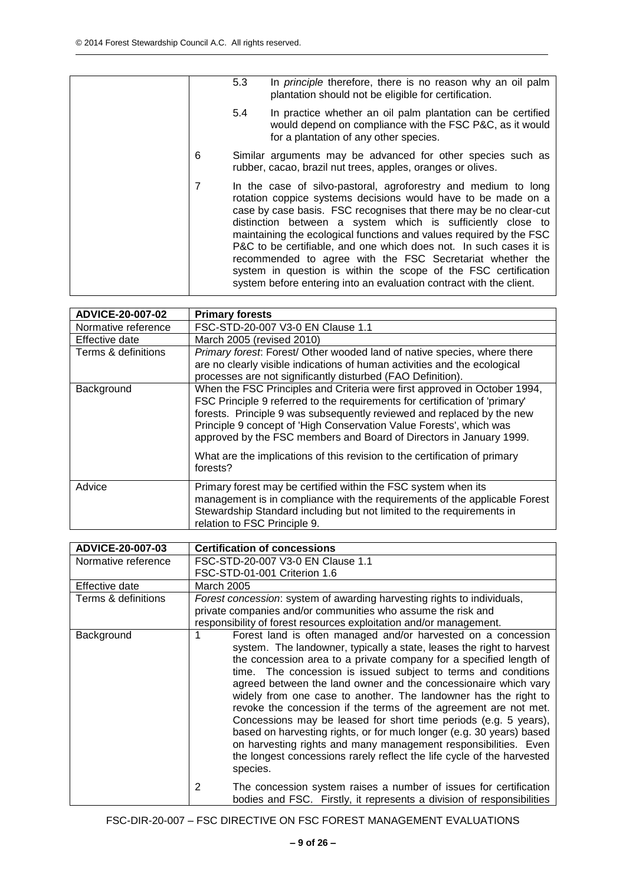| | |
|---|---|
| | 5.3 In *principle* therefore, there is no reason why an oil palm plantation should not be eligible for certification.<br><br>5.4 In practice whether an oil palm plantation can be certified would depend on compliance with the FSC P&C, as it would for a plantation of any other species.<br><br>6 Similar arguments may be advanced for other species such as rubber, cacao, brazil nut trees, apples, oranges or olives.<br><br>7 In the case of silvo-pastoral, agroforestry and medium to long rotation coppice systems decisions would have to be made on a case by case basis. FSC recognises that there may be no clear-cut distinction between a system which is sufficiently close to maintaining the ecological functions and values required by the FSC P&C to be certifiable, and one which does not. In such cases it is recommended to agree with the FSC Secretariat whether the system in question is within the scope of the FSC certification system before entering into an evaluation contract with the client. |

| **ADVICE-20-007-02** | **Primary forests** |
|---|---|
| Normative reference | FSC-STD-20-007 V3-0 EN Clause 1.1 |
| Effective date | March 2005 (revised 2010) |
| Terms & definitions | *Primary forest*: Forest/ Other wooded land of native species, where there are no clearly visible indications of human activities and the ecological processes are not significantly disturbed (FAO Definition). |
| Background | When the FSC Principles and Criteria were first approved in October 1994, FSC Principle 9 referred to the requirements for certification of 'primary' forests. Principle 9 was subsequently reviewed and replaced by the new Principle 9 concept of 'High Conservation Value Forests', which was approved by the FSC members and Board of Directors in January 1999.<br><br>What are the implications of this revision to the certification of primary forests? |
| Advice | Primary forest may be certified within the FSC system when its management is in compliance with the requirements of the applicable Forest Stewardship Standard including but not limited to the requirements in relation to FSC Principle 9. |

| **ADVICE-20-007-03** | **Certification of concessions** |
|---|---|
| Normative reference | FSC-STD-20-007 V3-0 EN Clause 1.1<br>FSC-STD-01-001 Criterion 1.6 |
| Effective date | March 2005 |
| Terms & definitions | *Forest concession*: system of awarding harvesting rights to individuals, private companies and/or communities who assume the risk and responsibility of forest resources exploitation and/or management. |
| Background | 1 Forest land is often managed and/or harvested on a concession system. The landowner, typically a state, leases the right to harvest the concession area to a private company for a specified length of time. The concession is issued subject to terms and conditions agreed between the land owner and the concessionaire which vary widely from one case to another. The landowner has the right to revoke the concession if the terms of the agreement are not met. Concessions may be leased for short time periods (e.g. 5 years), based on harvesting rights, or for much longer (e.g. 30 years) based on harvesting rights and many management responsibilities. Even the longest concessions rarely reflect the life cycle of the harvested species.<br><br>2 The concession system raises a number of issues for certification bodies and FSC. Firstly, it represents a division of responsibilities |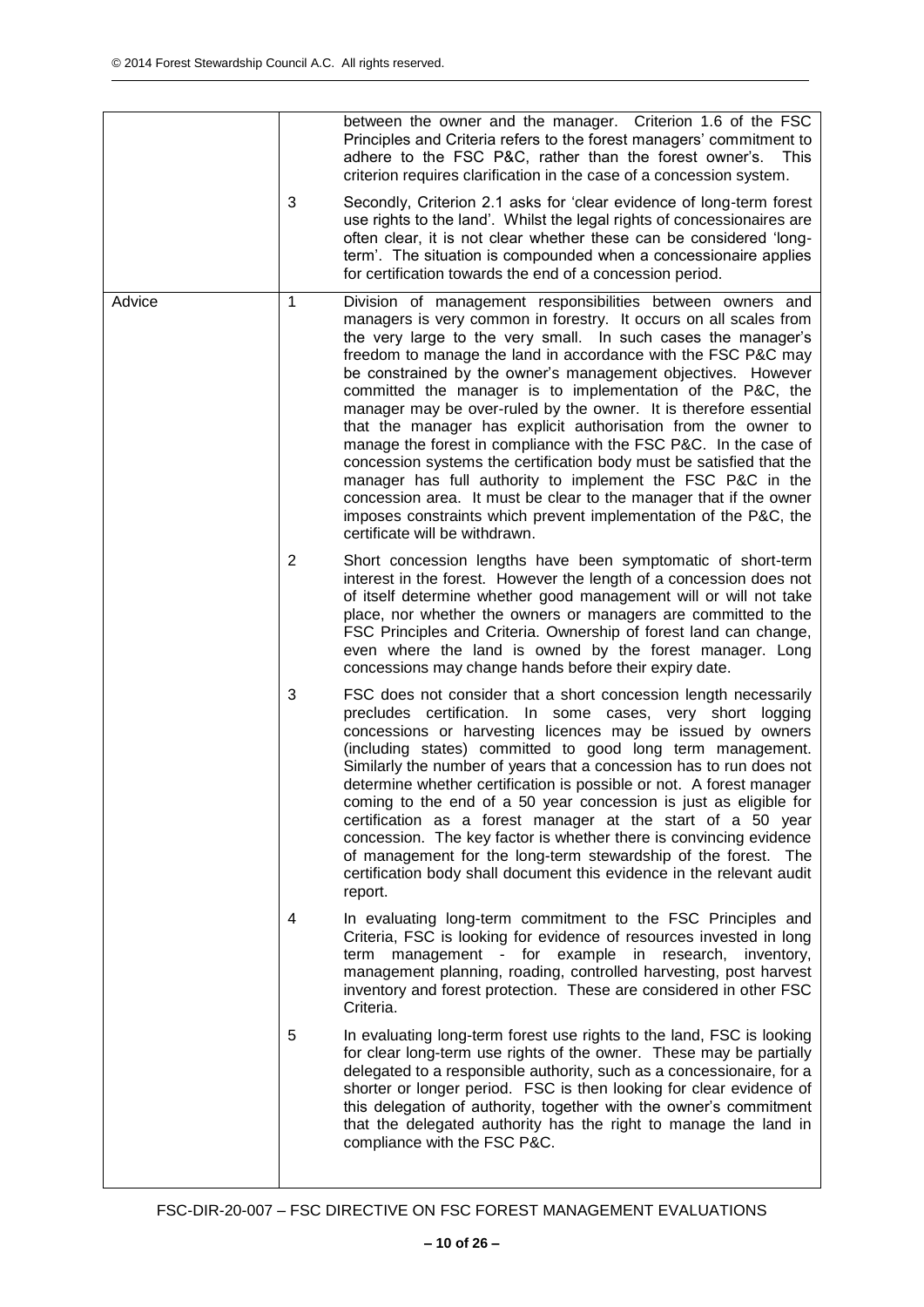| | | |
|---|---|---|
| | | between the owner and the manager. Criterion 1.6 of the FSC Principles and Criteria refers to the forest managers' commitment to adhere to the FSC P&C, rather than the forest owner's. This criterion requires clarification in the case of a concession system. |
| | 3 | Secondly, Criterion 2.1 asks for 'clear evidence of long-term forest use rights to the land'. Whilst the legal rights of concessionaires are often clear, it is not clear whether these can be considered 'long-term'. The situation is compounded when a concessionaire applies for certification towards the end of a concession period. |
| Advice | 1 | Division of management responsibilities between owners and managers is very common in forestry. It occurs on all scales from the very large to the very small. In such cases the manager's freedom to manage the land in accordance with the FSC P&C may be constrained by the owner's management objectives. However committed the manager is to implementation of the P&C, the manager may be over-ruled by the owner. It is therefore essential that the manager has explicit authorisation from the owner to manage the forest in compliance with the FSC P&C. In the case of concession systems the certification body must be satisfied that the manager has full authority to implement the FSC P&C in the concession area. It must be clear to the manager that if the owner imposes constraints which prevent implementation of the P&C, the certificate will be withdrawn. |
| | 2 | Short concession lengths have been symptomatic of short-term interest in the forest. However the length of a concession does not of itself determine whether good management will or will not take place, nor whether the owners or managers are committed to the FSC Principles and Criteria. Ownership of forest land can change, even where the land is owned by the forest manager. Long concessions may change hands before their expiry date. |
| | 3 | FSC does not consider that a short concession length necessarily precludes certification. In some cases, very short logging concessions or harvesting licences may be issued by owners (including states) committed to good long term management. Similarly the number of years that a concession has to run does not determine whether certification is possible or not. A forest manager coming to the end of a 50 year concession is just as eligible for certification as a forest manager at the start of a 50 year concession. The key factor is whether there is convincing evidence of management for the long-term stewardship of the forest. The certification body shall document this evidence in the relevant audit report. |
| | 4 | In evaluating long-term commitment to the FSC Principles and Criteria, FSC is looking for evidence of resources invested in long term management - for example in research, inventory, management planning, roading, controlled harvesting, post harvest inventory and forest protection. These are considered in other FSC Criteria. |
| | 5 | In evaluating long-term forest use rights to the land, FSC is looking for clear long-term use rights of the owner. These may be partially delegated to a responsible authority, such as a concessionaire, for a shorter or longer period. FSC is then looking for clear evidence of this delegation of authority, together with the owner's commitment that the delegated authority has the right to manage the land in compliance with the FSC P&C. |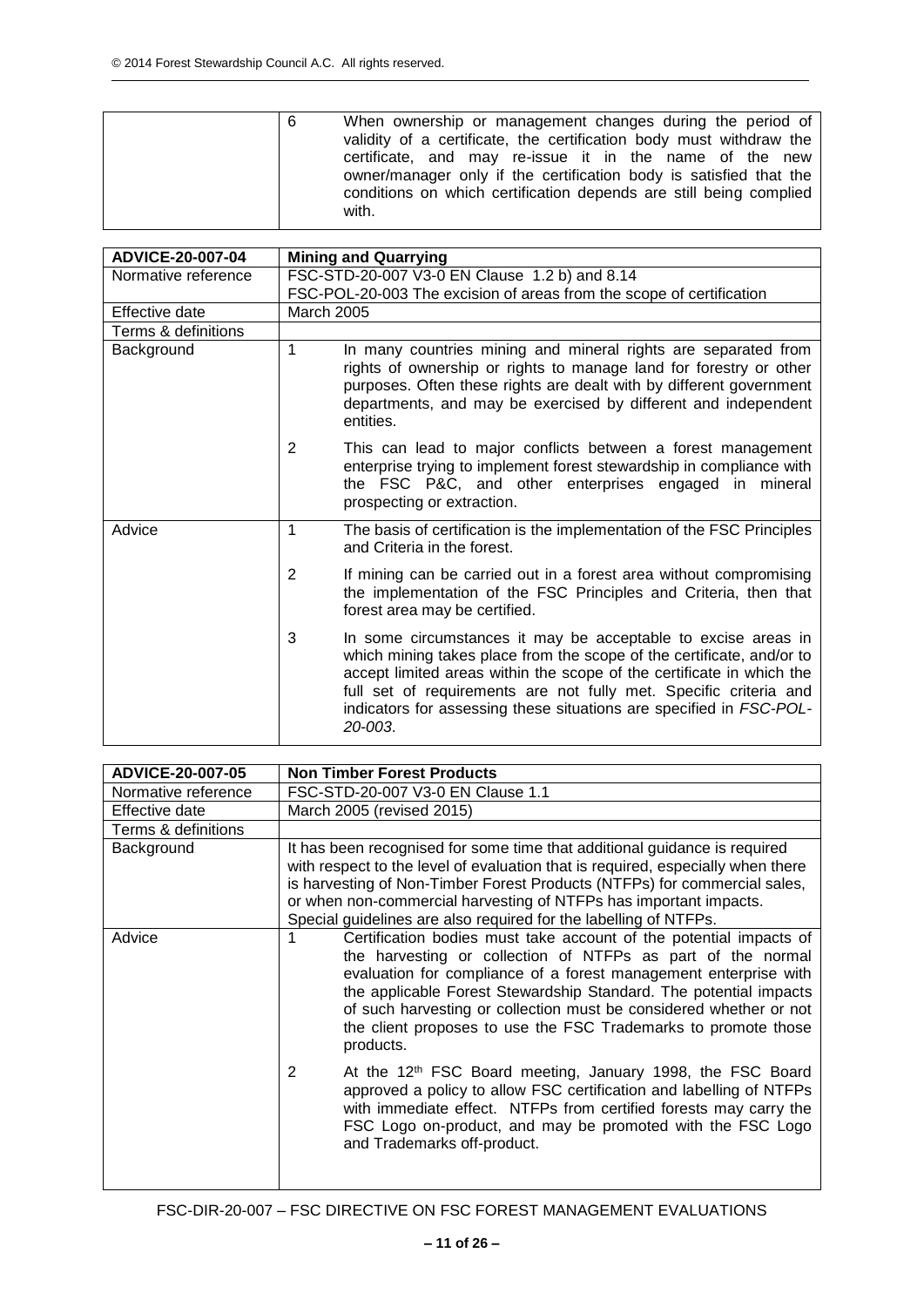| | |
|---|---|
| | 6 When ownership or management changes during the period of validity of a certificate, the certification body must withdraw the certificate, and may re-issue it in the name of the new owner/manager only if the certification body is satisfied that the conditions on which certification depends are still being complied with. |

| **ADVICE-20-007-04** | **Mining and Quarrying** |
|---|---|
| Normative reference | FSC-STD-20-007 V3-0 EN Clause 1.2 b) and 8.14<br>FSC-POL-20-003 The excision of areas from the scope of certification |
| Effective date | March 2005 |
| Terms & definitions | |
| Background | 1 In many countries mining and mineral rights are separated from rights of ownership or rights to manage land for forestry or other purposes. Often these rights are dealt with by different government departments, and may be exercised by different and independent entities.<br><br>2 This can lead to major conflicts between a forest management enterprise trying to implement forest stewardship in compliance with the FSC P&C, and other enterprises engaged in mineral prospecting or extraction. |
| Advice | 1 The basis of certification is the implementation of the FSC Principles and Criteria in the forest.<br><br>2 If mining can be carried out in a forest area without compromising the implementation of the FSC Principles and Criteria, then that forest area may be certified.<br><br>3 In some circumstances it may be acceptable to excise areas in which mining takes place from the scope of the certificate, and/or to accept limited areas within the scope of the certificate in which the full set of requirements are not fully met. Specific criteria and indicators for assessing these situations are specified in *FSC-POL-20-003*. |

| **ADVICE-20-007-05** | **Non Timber Forest Products** |
|---|---|
| Normative reference | FSC-STD-20-007 V3-0 EN Clause 1.1 |
| Effective date | March 2005 (revised 2015) |
| Terms & definitions | |
| Background | It has been recognised for some time that additional guidance is required with respect to the level of evaluation that is required, especially when there is harvesting of Non-Timber Forest Products (NTFPs) for commercial sales, or when non-commercial harvesting of NTFPs has important impacts. Special guidelines are also required for the labelling of NTFPs. |
| Advice | 1 Certification bodies must take account of the potential impacts of the harvesting or collection of NTFPs as part of the normal evaluation for compliance of a forest management enterprise with the applicable Forest Stewardship Standard. The potential impacts of such harvesting or collection must be considered whether or not the client proposes to use the FSC Trademarks to promote those products.<br><br>2 At the 12th FSC Board meeting, January 1998, the FSC Board approved a policy to allow FSC certification and labelling of NTFPs with immediate effect. NTFPs from certified forests may carry the FSC Logo on-product, and may be promoted with the FSC Logo and Trademarks off-product. |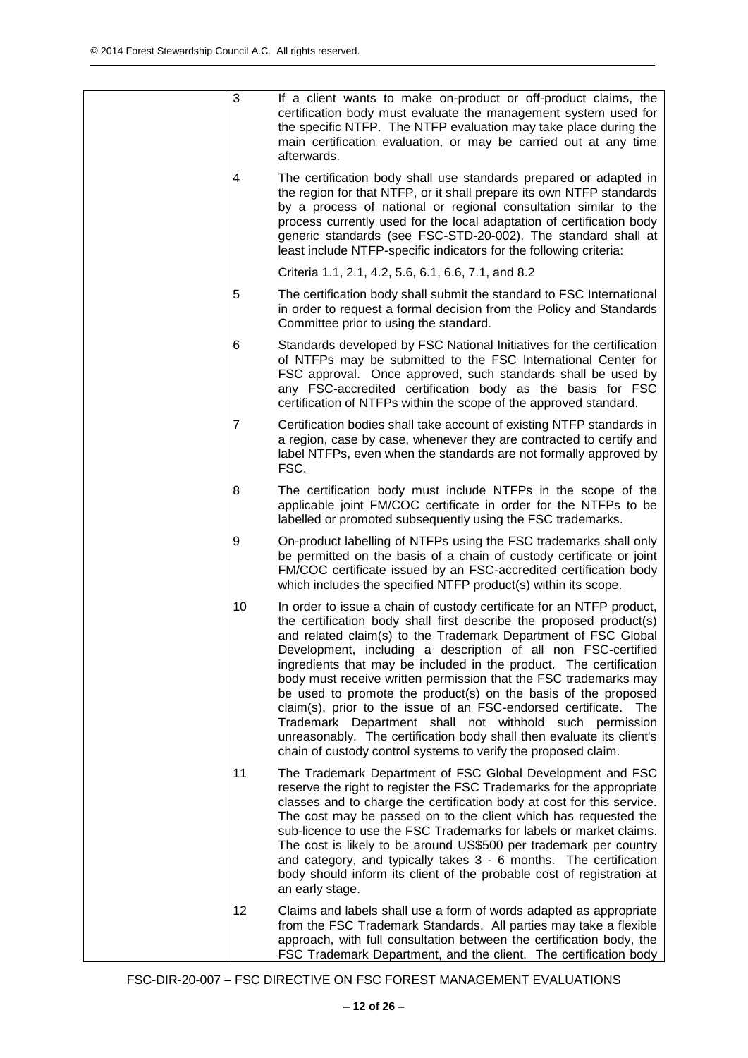| | | |
|---|---|---|
| | 3 | If a client wants to make on-product or off-product claims, the certification body must evaluate the management system used for the specific NTFP. The NTFP evaluation may take place during the main certification evaluation, or may be carried out at any time afterwards. |
| | 4 | The certification body shall use standards prepared or adapted in the region for that NTFP, or it shall prepare its own NTFP standards by a process of national or regional consultation similar to the process currently used for the local adaptation of certification body generic standards (see FSC-STD-20-002). The standard shall at least include NTFP-specific indicators for the following criteria:<br><br>Criteria 1.1, 2.1, 4.2, 5.6, 6.1, 6.6, 7.1, and 8.2 |
| | 5 | The certification body shall submit the standard to FSC International in order to request a formal decision from the Policy and Standards Committee prior to using the standard. |
| | 6 | Standards developed by FSC National Initiatives for the certification of NTFPs may be submitted to the FSC International Center for FSC approval. Once approved, such standards shall be used by any FSC-accredited certification body as the basis for FSC certification of NTFPs within the scope of the approved standard. |
| | 7 | Certification bodies shall take account of existing NTFP standards in a region, case by case, whenever they are contracted to certify and label NTFPs, even when the standards are not formally approved by FSC. |
| | 8 | The certification body must include NTFPs in the scope of the applicable joint FM/COC certificate in order for the NTFPs to be labelled or promoted subsequently using the FSC trademarks. |
| | 9 | On-product labelling of NTFPs using the FSC trademarks shall only be permitted on the basis of a chain of custody certificate or joint FM/COC certificate issued by an FSC-accredited certification body which includes the specified NTFP product(s) within its scope. |
| | 10 | In order to issue a chain of custody certificate for an NTFP product, the certification body shall first describe the proposed product(s) and related claim(s) to the Trademark Department of FSC Global Development, including a description of all non FSC-certified ingredients that may be included in the product. The certification body must receive written permission that the FSC trademarks may be used to promote the product(s) on the basis of the proposed claim(s), prior to the issue of an FSC-endorsed certificate. The Trademark Department shall not withhold such permission unreasonably. The certification body shall then evaluate its client's chain of custody control systems to verify the proposed claim. |
| | 11 | The Trademark Department of FSC Global Development and FSC reserve the right to register the FSC Trademarks for the appropriate classes and to charge the certification body at cost for this service. The cost may be passed on to the client which has requested the sub-licence to use the FSC Trademarks for labels or market claims. The cost is likely to be around US$500 per trademark per country and category, and typically takes 3 - 6 months. The certification body should inform its client of the probable cost of registration at an early stage. |
| | 12 | Claims and labels shall use a form of words adapted as appropriate from the FSC Trademark Standards. All parties may take a flexible approach, with full consultation between the certification body, the FSC Trademark Department, and the client. The certification body |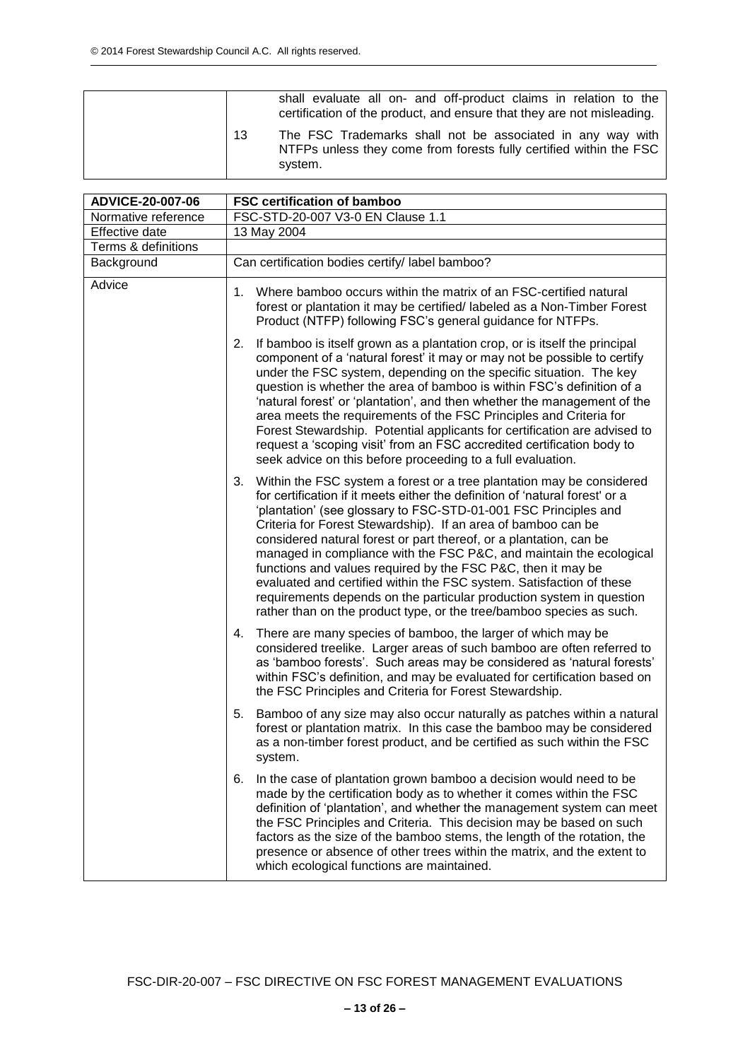| | |
|---|---|
| | shall evaluate all on- and off-product claims in relation to the certification of the product, and ensure that they are not misleading.<br><br>13 The FSC Trademarks shall not be associated in any way with NTFPs unless they come from forests fully certified within the FSC system. |

| **ADVICE-20-007-06** | **FSC certification of bamboo** |
|---|---|
| Normative reference | FSC-STD-20-007 V3-0 EN Clause 1.1 |
| Effective date | 13 May 2004 |
| Terms & definitions | |
| Background | Can certification bodies certify/ label bamboo? |
| Advice | 1. Where bamboo occurs within the matrix of an FSC-certified natural forest or plantation it may be certified/ labeled as a Non-Timber Forest Product (NTFP) following FSC's general guidance for NTFPs.<br><br>2. If bamboo is itself grown as a plantation crop, or is itself the principal component of a 'natural forest' it may or may not be possible to certify under the FSC system, depending on the specific situation. The key question is whether the area of bamboo is within FSC's definition of a 'natural forest' or 'plantation', and then whether the management of the area meets the requirements of the FSC Principles and Criteria for Forest Stewardship. Potential applicants for certification are advised to request a 'scoping visit' from an FSC accredited certification body to seek advice on this before proceeding to a full evaluation.<br><br>3. Within the FSC system a forest or a tree plantation may be considered for certification if it meets either the definition of 'natural forest' or a 'plantation' (see glossary to FSC-STD-01-001 FSC Principles and Criteria for Forest Stewardship). If an area of bamboo can be considered natural forest or part thereof, or a plantation, can be managed in compliance with the FSC P&C, and maintain the ecological functions and values required by the FSC P&C, then it may be evaluated and certified within the FSC system. Satisfaction of these requirements depends on the particular production system in question rather than on the product type, or the tree/bamboo species as such.<br><br>4. There are many species of bamboo, the larger of which may be considered treelike. Larger areas of such bamboo are often referred to as 'bamboo forests'. Such areas may be considered as 'natural forests' within FSC's definition, and may be evaluated for certification based on the FSC Principles and Criteria for Forest Stewardship.<br><br>5. Bamboo of any size may also occur naturally as patches within a natural forest or plantation matrix. In this case the bamboo may be considered as a non-timber forest product, and be certified as such within the FSC system.<br><br>6. In the case of plantation grown bamboo a decision would need to be made by the certification body as to whether it comes within the FSC definition of 'plantation', and whether the management system can meet the FSC Principles and Criteria. This decision may be based on such factors as the size of the bamboo stems, the length of the rotation, the presence or absence of other trees within the matrix, and the extent to which ecological functions are maintained. |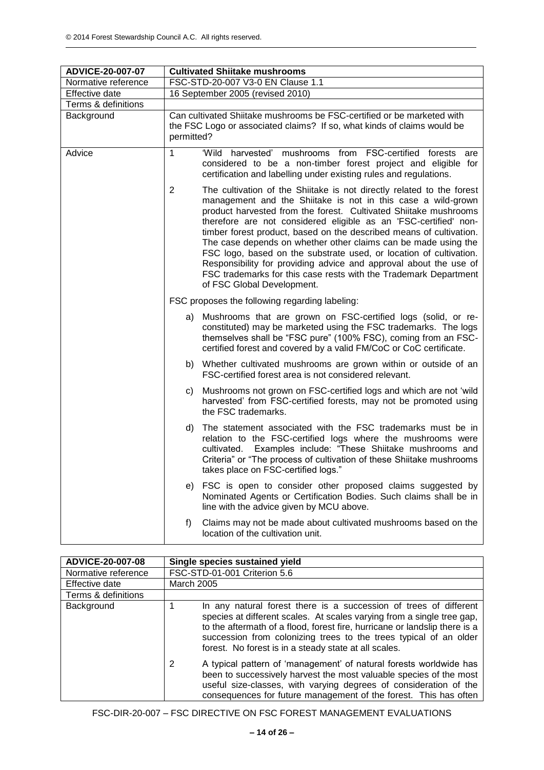| ADVICE-20-007-07 | Cultivated Shiitake mushrooms |
|---|---|
| Normative reference | FSC-STD-20-007 V3-0 EN Clause 1.1 |
| Effective date | 16 September 2005 (revised 2010) |
| Terms & definitions | |
| Background | Can cultivated Shiitake mushrooms be FSC-certified or be marketed with the FSC Logo or associated claims? If so, what kinds of claims would be permitted? |
| Advice | 1 'Wild harvested' mushrooms from FSC-certified forests are considered to be a non-timber forest project and eligible for certification and labelling under existing rules and regulations.<br><br>2 The cultivation of the Shiitake is not directly related to the forest management and the Shiitake is not in this case a wild-grown product harvested from the forest. Cultivated Shiitake mushrooms therefore are not considered eligible as an 'FSC-certified' non-timber forest product, based on the described means of cultivation. The case depends on whether other claims can be made using the FSC logo, based on the substrate used, or location of cultivation. Responsibility for providing advice and approval about the use of FSC trademarks for this case rests with the Trademark Department of FSC Global Development.<br><br>FSC proposes the following regarding labeling:<br><br>a) Mushrooms that are grown on FSC-certified logs (solid, or re-constituted) may be marketed using the FSC trademarks. The logs themselves shall be "FSC pure" (100% FSC), coming from an FSC-certified forest and covered by a valid FM/CoC or CoC certificate.<br><br>b) Whether cultivated mushrooms are grown within or outside of an FSC-certified forest area is not considered relevant.<br><br>c) Mushrooms not grown on FSC-certified logs and which are not 'wild harvested' from FSC-certified forests, may not be promoted using the FSC trademarks.<br><br>d) The statement associated with the FSC trademarks must be in relation to the FSC-certified logs where the mushrooms were cultivated. Examples include: "These Shiitake mushrooms and Criteria" or "The process of cultivation of these Shiitake mushrooms takes place on FSC-certified logs."<br><br>e) FSC is open to consider other proposed claims suggested by Nominated Agents or Certification Bodies. Such claims shall be in line with the advice given by MCU above.<br><br>f) Claims may not be made about cultivated mushrooms based on the location of the cultivation unit. |

| ADVICE-20-007-08 | Single species sustained yield |
|---|---|
| Normative reference | FSC-STD-01-001 Criterion 5.6 |
| Effective date | March 2005 |
| Terms & definitions | |
| Background | 1 In any natural forest there is a succession of trees of different species at different scales. At scales varying from a single tree gap, to the aftermath of a flood, forest fire, hurricane or landslip there is a succession from colonizing trees to the trees typical of an older forest. No forest is in a steady state at all scales.<br><br>2 A typical pattern of 'management' of natural forests worldwide has been to successively harvest the most valuable species of the most useful size-classes, with varying degrees of consideration of the consequences for future management of the forest. This has often |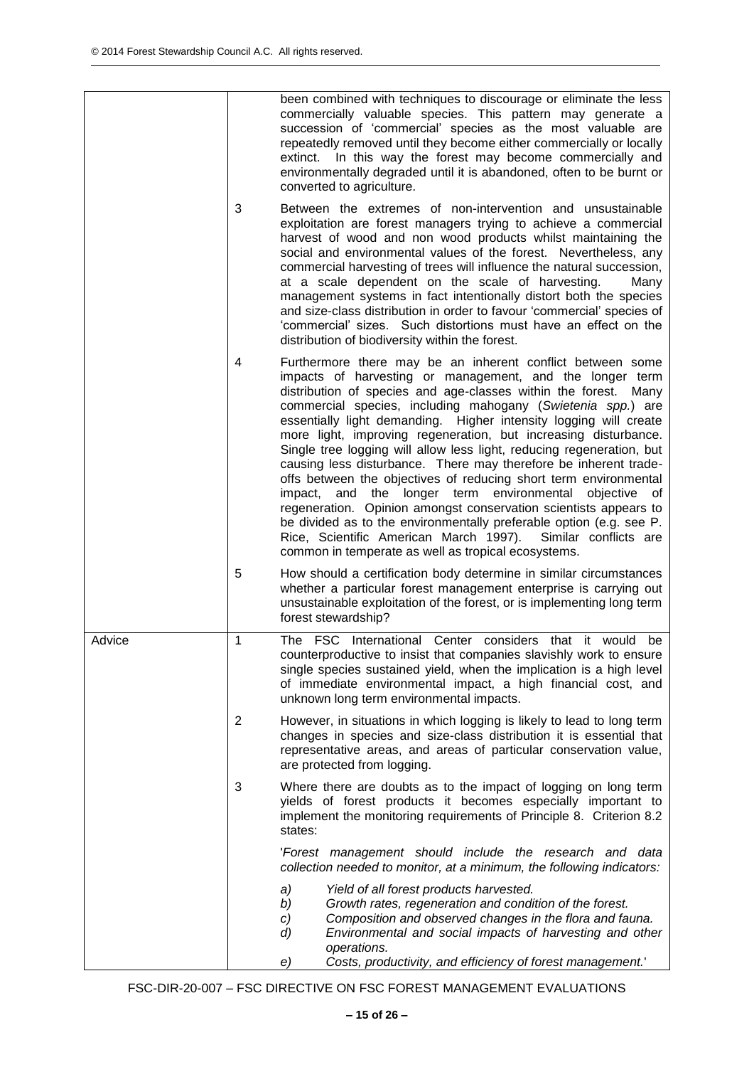| | | |
|---|---|---|
| | | been combined with techniques to discourage or eliminate the less commercially valuable species. This pattern may generate a succession of 'commercial' species as the most valuable are repeatedly removed until they become either commercially or locally extinct. In this way the forest may become commercially and environmentally degraded until it is abandoned, often to be burnt or converted to agriculture. |
| | 3 | Between the extremes of non-intervention and unsustainable exploitation are forest managers trying to achieve a commercial harvest of wood and non wood products whilst maintaining the social and environmental values of the forest. Nevertheless, any commercial harvesting of trees will influence the natural succession, at a scale dependent on the scale of harvesting. Many management systems in fact intentionally distort both the species and size-class distribution in order to favour 'commercial' species of 'commercial' sizes. Such distortions must have an effect on the distribution of biodiversity within the forest. |
| | 4 | Furthermore there may be an inherent conflict between some impacts of harvesting or management, and the longer term distribution of species and age-classes within the forest. Many commercial species, including mahogany (*Swietenia spp.*) are essentially light demanding. Higher intensity logging will create more light, improving regeneration, but increasing disturbance. Single tree logging will allow less light, reducing regeneration, but causing less disturbance. There may therefore be inherent trade-offs between the objectives of reducing short term environmental impact, and the longer term environmental objective of regeneration. Opinion amongst conservation scientists appears to be divided as to the environmentally preferable option (e.g. see P. Rice, Scientific American March 1997). Similar conflicts are common in temperate as well as tropical ecosystems. |
| | 5 | How should a certification body determine in similar circumstances whether a particular forest management enterprise is carrying out unsustainable exploitation of the forest, or is implementing long term forest stewardship? |
| Advice | 1 | The FSC International Center considers that it would be counterproductive to insist that companies slavishly work to ensure single species sustained yield, when the implication is a high level of immediate environmental impact, a high financial cost, and unknown long term environmental impacts. |
| | 2 | However, in situations in which logging is likely to lead to long term changes in species and size-class distribution it is essential that representative areas, and areas of particular conservation value, are protected from logging. |
| | 3 | Where there are doubts as to the impact of logging on long term yields of forest products it becomes especially important to implement the monitoring requirements of Principle 8. Criterion 8.2 states:<br><br>'*Forest management should include the research and data collection needed to monitor, at a minimum, the following indicators:*<br><br>*a) Yield of all forest products harvested.*<br>*b) Growth rates, regeneration and condition of the forest.*<br>*c) Composition and observed changes in the flora and fauna.*<br>*d) Environmental and social impacts of harvesting and other operations.*<br>*e) Costs, productivity, and efficiency of forest management.*' |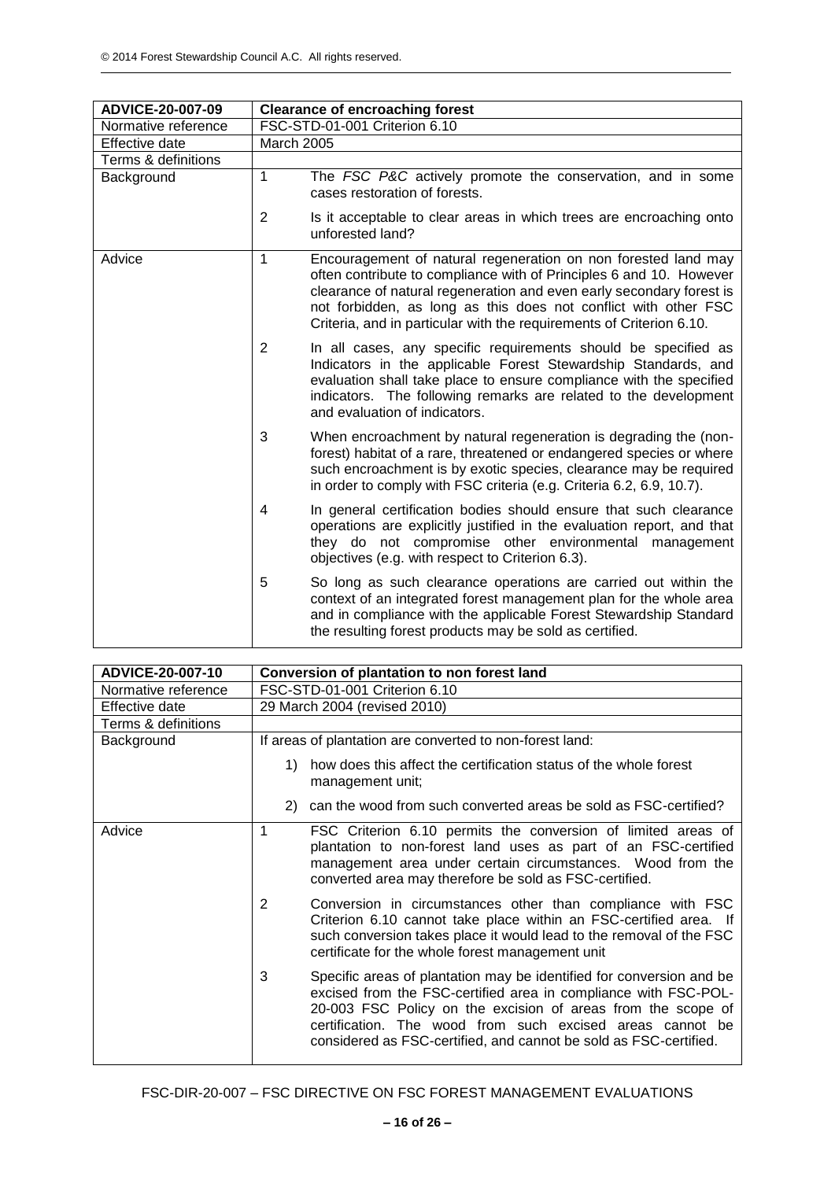| ADVICE-20-007-09 | Clearance of encroaching forest |
|---|---|
| Normative reference | FSC-STD-01-001 Criterion 6.10 |
| Effective date | March 2005 |
| Terms & definitions | |
| Background | 1 The *FSC P&C* actively promote the conservation, and in some cases restoration of forests.<br><br>2 Is it acceptable to clear areas in which trees are encroaching onto unforested land? |
| Advice | 1 Encouragement of natural regeneration on non forested land may often contribute to compliance with of Principles 6 and 10. However clearance of natural regeneration and even early secondary forest is not forbidden, as long as this does not conflict with other FSC Criteria, and in particular with the requirements of Criterion 6.10.<br><br>2 In all cases, any specific requirements should be specified as Indicators in the applicable Forest Stewardship Standards, and evaluation shall take place to ensure compliance with the specified indicators. The following remarks are related to the development and evaluation of indicators.<br><br>3 When encroachment by natural regeneration is degrading the (non-forest) habitat of a rare, threatened or endangered species or where such encroachment is by exotic species, clearance may be required in order to comply with FSC criteria (e.g. Criteria 6.2, 6.9, 10.7).<br><br>4 In general certification bodies should ensure that such clearance operations are explicitly justified in the evaluation report, and that they do not compromise other environmental management objectives (e.g. with respect to Criterion 6.3).<br><br>5 So long as such clearance operations are carried out within the context of an integrated forest management plan for the whole area and in compliance with the applicable Forest Stewardship Standard the resulting forest products may be sold as certified. |

| ADVICE-20-007-10 | Conversion of plantation to non forest land |
|---|---|
| Normative reference | FSC-STD-01-001 Criterion 6.10 |
| Effective date | 29 March 2004 (revised 2010) |
| Terms & definitions | |
| Background | If areas of plantation are converted to non-forest land:<br><br>1) how does this affect the certification status of the whole forest management unit;<br><br>2) can the wood from such converted areas be sold as FSC-certified? |
| Advice | 1 FSC Criterion 6.10 permits the conversion of limited areas of plantation to non-forest land uses as part of an FSC-certified management area under certain circumstances. Wood from the converted area may therefore be sold as FSC-certified.<br><br>2 Conversion in circumstances other than compliance with FSC Criterion 6.10 cannot take place within an FSC-certified area. If such conversion takes place it would lead to the removal of the FSC certificate for the whole forest management unit<br><br>3 Specific areas of plantation may be identified for conversion and be excised from the FSC-certified area in compliance with FSC-POL-20-003 FSC Policy on the excision of areas from the scope of certification. The wood from such excised areas cannot be considered as FSC-certified, and cannot be sold as FSC-certified. |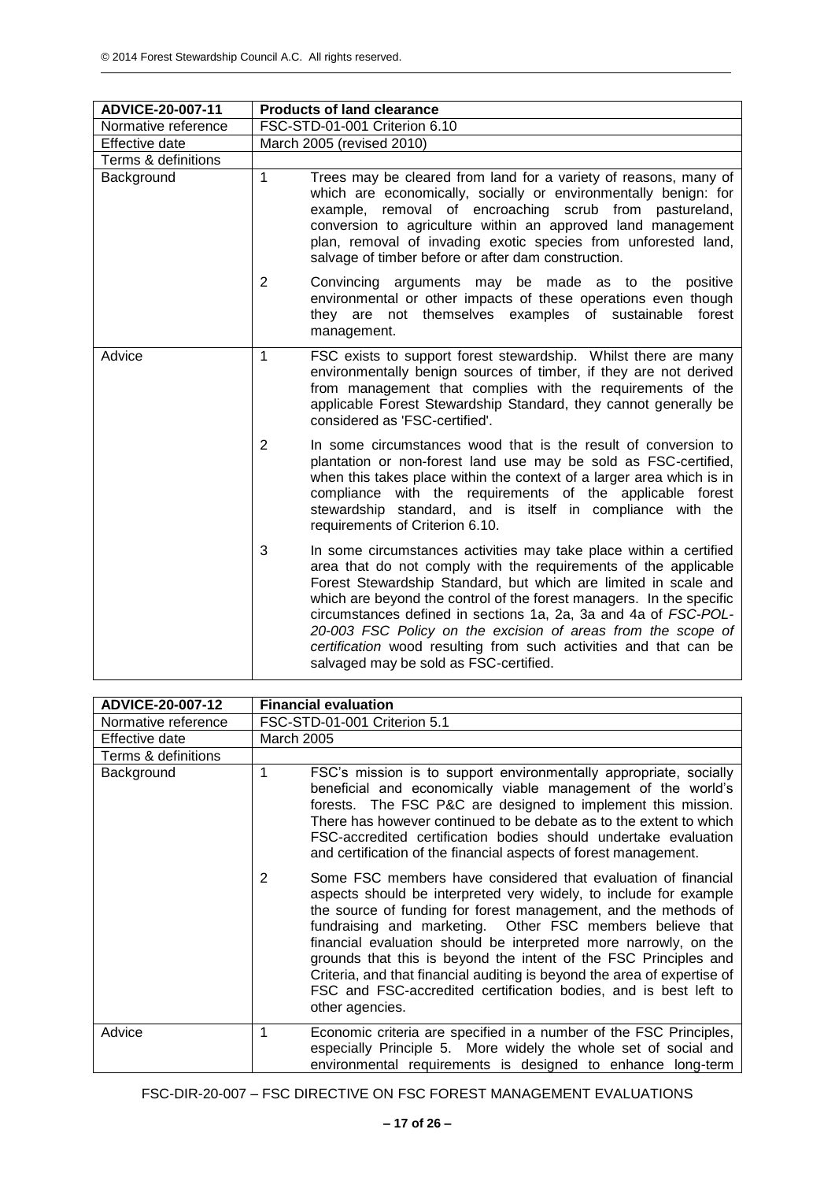| ADVICE-20-007-11 | Products of land clearance |
|---|---|
| Normative reference | FSC-STD-01-001 Criterion 6.10 |
| Effective date | March 2005 (revised 2010) |
| Terms & definitions | |
| Background | 1 Trees may be cleared from land for a variety of reasons, many of which are economically, socially or environmentally benign: for example, removal of encroaching scrub from pastureland, conversion to agriculture within an approved land management plan, removal of invading exotic species from unforested land, salvage of timber before or after dam construction.<br><br>2 Convincing arguments may be made as to the positive environmental or other impacts of these operations even though they are not themselves examples of sustainable forest management. |
| Advice | 1 FSC exists to support forest stewardship. Whilst there are many environmentally benign sources of timber, if they are not derived from management that complies with the requirements of the applicable Forest Stewardship Standard, they cannot generally be considered as 'FSC-certified'.<br><br>2 In some circumstances wood that is the result of conversion to plantation or non-forest land use may be sold as FSC-certified, when this takes place within the context of a larger area which is in compliance with the requirements of the applicable forest stewardship standard, and is itself in compliance with the requirements of Criterion 6.10.<br><br>3 In some circumstances activities may take place within a certified area that do not comply with the requirements of the applicable Forest Stewardship Standard, but which are limited in scale and which are beyond the control of the forest managers. In the specific circumstances defined in sections 1a, 2a, 3a and 4a of *FSC-POL-20-003 FSC Policy on the excision of areas from the scope of certification* wood resulting from such activities and that can be salvaged may be sold as FSC-certified. |

| ADVICE-20-007-12 | Financial evaluation |
|---|---|
| Normative reference | FSC-STD-01-001 Criterion 5.1 |
| Effective date | March 2005 |
| Terms & definitions | |
| Background | 1 FSC's mission is to support environmentally appropriate, socially beneficial and economically viable management of the world's forests. The FSC P&C are designed to implement this mission. There has however continued to be debate as to the extent to which FSC-accredited certification bodies should undertake evaluation and certification of the financial aspects of forest management.<br><br>2 Some FSC members have considered that evaluation of financial aspects should be interpreted very widely, to include for example the source of funding for forest management, and the methods of fundraising and marketing. Other FSC members believe that financial evaluation should be interpreted more narrowly, on the grounds that this is beyond the intent of the FSC Principles and Criteria, and that financial auditing is beyond the area of expertise of FSC and FSC-accredited certification bodies, and is best left to other agencies. |
| Advice | 1 Economic criteria are specified in a number of the FSC Principles, especially Principle 5. More widely the whole set of social and environmental requirements is designed to enhance long-term |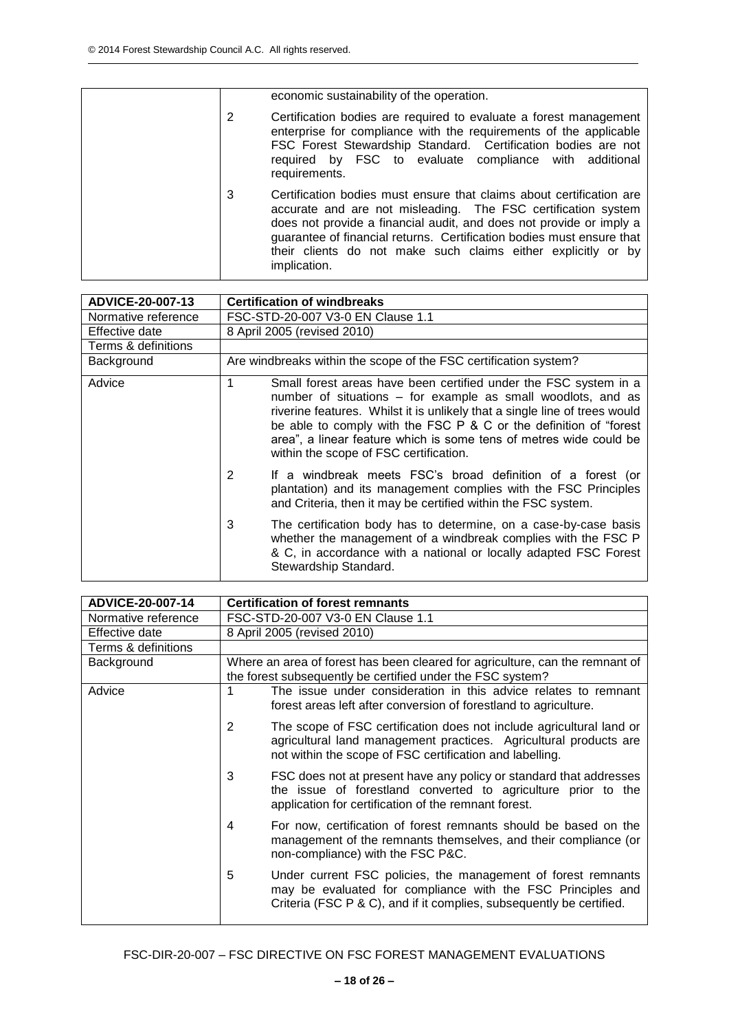| | | |
|---|---|---|
| | | economic sustainability of the operation. |
| | 2 | Certification bodies are required to evaluate a forest management enterprise for compliance with the requirements of the applicable FSC Forest Stewardship Standard. Certification bodies are not required by FSC to evaluate compliance with additional requirements. |
| | 3 | Certification bodies must ensure that claims about certification are accurate and are not misleading. The FSC certification system does not provide a financial audit, and does not provide or imply a guarantee of financial returns. Certification bodies must ensure that their clients do not make such claims either explicitly or by implication. |

| **ADVICE-20-007-13** | **Certification of windbreaks** | |
|---|---|---|
| Normative reference | FSC-STD-20-007 V3-0 EN Clause 1.1 | |
| Effective date | 8 April 2005 (revised 2010) | |
| Terms & definitions | | |
| Background | Are windbreaks within the scope of the FSC certification system? | |
| Advice | 1 | Small forest areas have been certified under the FSC system in a number of situations – for example as small woodlots, and as riverine features. Whilst it is unlikely that a single line of trees would be able to comply with the FSC P & C or the definition of "forest area", a linear feature which is some tens of metres wide could be within the scope of FSC certification. |
| | 2 | If a windbreak meets FSC's broad definition of a forest (or plantation) and its management complies with the FSC Principles and Criteria, then it may be certified within the FSC system. |
| | 3 | The certification body has to determine, on a case-by-case basis whether the management of a windbreak complies with the FSC P & C, in accordance with a national or locally adapted FSC Forest Stewardship Standard. |

| **ADVICE-20-007-14** | **Certification of forest remnants** | |
|---|---|---|
| Normative reference | FSC-STD-20-007 V3-0 EN Clause 1.1 | |
| Effective date | 8 April 2005 (revised 2010) | |
| Terms & definitions | | |
| Background | Where an area of forest has been cleared for agriculture, can the remnant of the forest subsequently be certified under the FSC system? | |
| Advice | 1 | The issue under consideration in this advice relates to remnant forest areas left after conversion of forestland to agriculture. |
| | 2 | The scope of FSC certification does not include agricultural land or agricultural land management practices. Agricultural products are not within the scope of FSC certification and labelling. |
| | 3 | FSC does not at present have any policy or standard that addresses the issue of forestland converted to agriculture prior to the application for certification of the remnant forest. |
| | 4 | For now, certification of forest remnants should be based on the management of the remnants themselves, and their compliance (or non-compliance) with the FSC P&C. |
| | 5 | Under current FSC policies, the management of forest remnants may be evaluated for compliance with the FSC Principles and Criteria (FSC P & C), and if it complies, subsequently be certified. |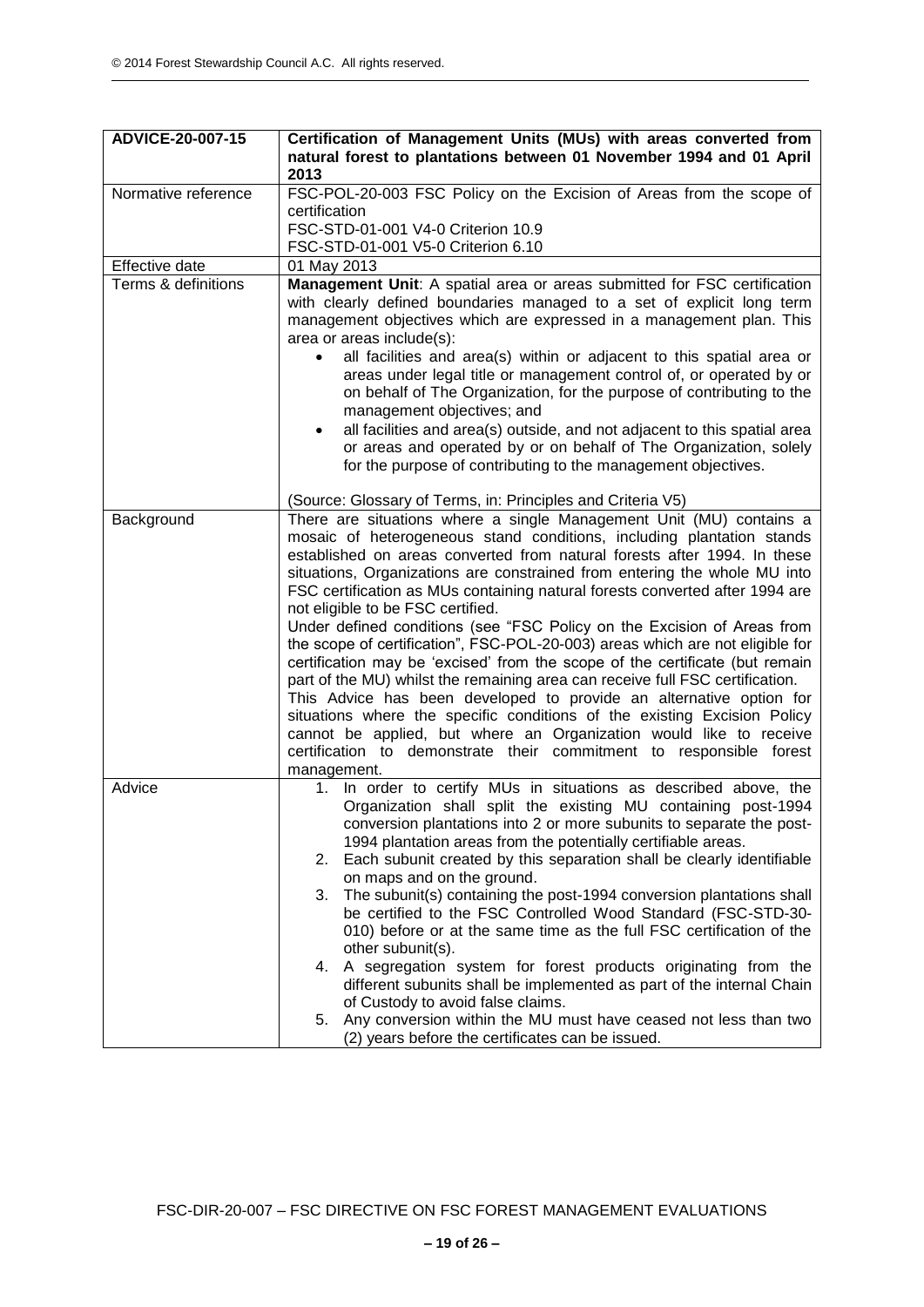| ADVICE-20-007-15 | **Certification of Management Units (MUs) with areas converted from natural forest to plantations between 01 November 1994 and 01 April 2013** |
|---|---|
| Normative reference | FSC-POL-20-003 FSC Policy on the Excision of Areas from the scope of certification<br>FSC-STD-01-001 V4-0 Criterion 10.9<br>FSC-STD-01-001 V5-0 Criterion 6.10 |
| Effective date | 01 May 2013 |
| Terms & definitions | **Management Unit**: A spatial area or areas submitted for FSC certification with clearly defined boundaries managed to a set of explicit long term management objectives which are expressed in a management plan. This area or areas include(s):<br>• all facilities and area(s) within or adjacent to this spatial area or areas under legal title or management control of, or operated by or on behalf of The Organization, for the purpose of contributing to the management objectives; and<br>• all facilities and area(s) outside, and not adjacent to this spatial area or areas and operated by or on behalf of The Organization, solely for the purpose of contributing to the management objectives.<br><br>(Source: Glossary of Terms, in: Principles and Criteria V5) |
| Background | There are situations where a single Management Unit (MU) contains a mosaic of heterogeneous stand conditions, including plantation stands established on areas converted from natural forests after 1994. In these situations, Organizations are constrained from entering the whole MU into FSC certification as MUs containing natural forests converted after 1994 are not eligible to be FSC certified.<br>Under defined conditions (see "FSC Policy on the Excision of Areas from the scope of certification", FSC-POL-20-003) areas which are not eligible for certification may be 'excised' from the scope of the certificate (but remain part of the MU) whilst the remaining area can receive full FSC certification.<br>This Advice has been developed to provide an alternative option for situations where the specific conditions of the existing Excision Policy cannot be applied, but where an Organization would like to receive certification to demonstrate their commitment to responsible forest management. |
| Advice | 1. In order to certify MUs in situations as described above, the Organization shall split the existing MU containing post-1994 conversion plantations into 2 or more subunits to separate the post-1994 plantation areas from the potentially certifiable areas.<br>2. Each subunit created by this separation shall be clearly identifiable on maps and on the ground.<br>3. The subunit(s) containing the post-1994 conversion plantations shall be certified to the FSC Controlled Wood Standard (FSC-STD-30-010) before or at the same time as the full FSC certification of the other subunit(s).<br>4. A segregation system for forest products originating from the different subunits shall be implemented as part of the internal Chain of Custody to avoid false claims.<br>5. Any conversion within the MU must have ceased not less than two (2) years before the certificates can be issued. |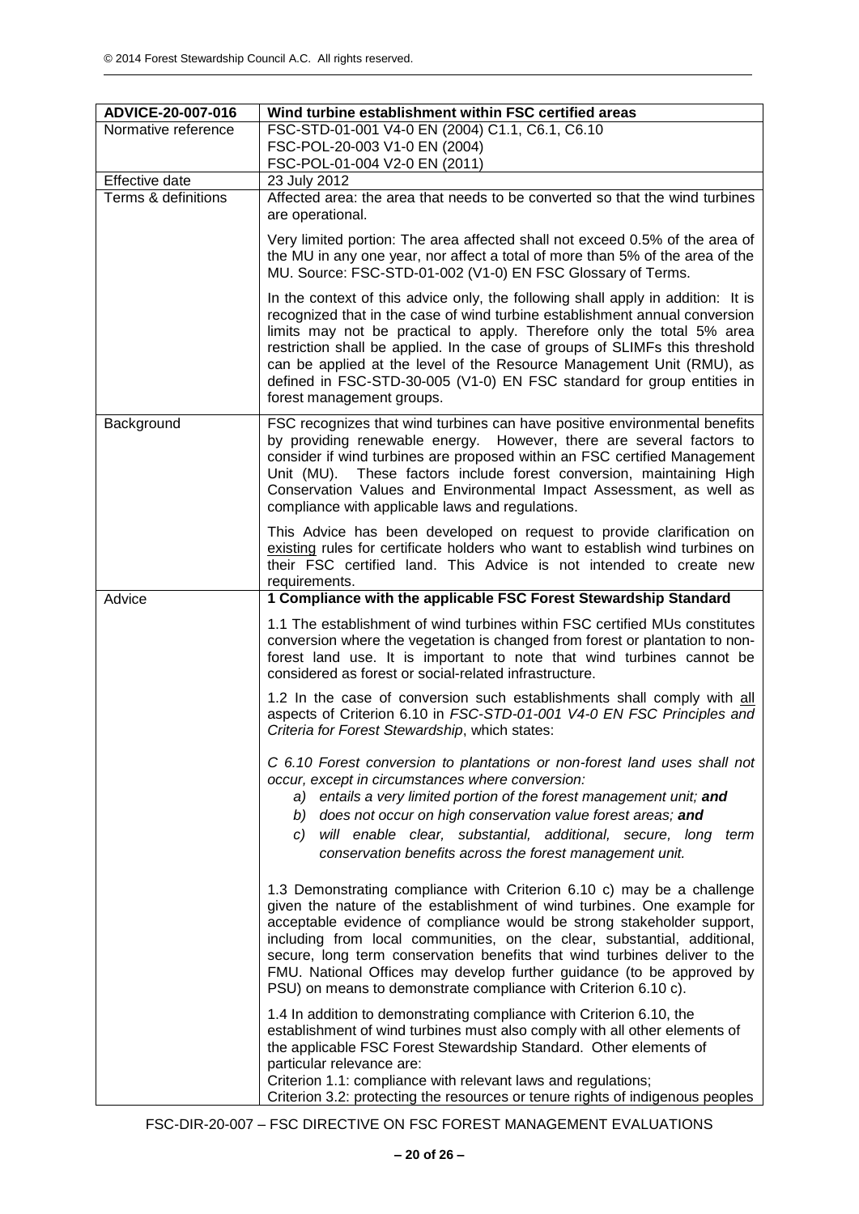| ADVICE-20-007-016 | Wind turbine establishment within FSC certified areas |
|---|---|
| Normative reference | FSC-STD-01-001 V4-0 EN (2004) C1.1, C6.1, C6.10<br>FSC-POL-20-003 V1-0 EN (2004)<br>FSC-POL-01-004 V2-0 EN (2011) |
| Effective date | 23 July 2012 |
| Terms & definitions | Affected area: the area that needs to be converted so that the wind turbines are operational.<br><br>Very limited portion: The area affected shall not exceed 0.5% of the area of the MU in any one year, nor affect a total of more than 5% of the area of the MU. Source: FSC-STD-01-002 (V1-0) EN FSC Glossary of Terms.<br><br>In the context of this advice only, the following shall apply in addition: It is recognized that in the case of wind turbine establishment annual conversion limits may not be practical to apply. Therefore only the total 5% area restriction shall be applied. In the case of groups of SLIMFs this threshold can be applied at the level of the Resource Management Unit (RMU), as defined in FSC-STD-30-005 (V1-0) EN FSC standard for group entities in forest management groups. |
| Background | FSC recognizes that wind turbines can have positive environmental benefits by providing renewable energy. However, there are several factors to consider if wind turbines are proposed within an FSC certified Management Unit (MU). These factors include forest conversion, maintaining High Conservation Values and Environmental Impact Assessment, as well as compliance with applicable laws and regulations.<br><br>This Advice has been developed on request to provide clarification on existing rules for certificate holders who want to establish wind turbines on their FSC certified land. This Advice is not intended to create new requirements. |
| Advice | **1 Compliance with the applicable FSC Forest Stewardship Standard**<br><br>1.1 The establishment of wind turbines within FSC certified MUs constitutes conversion where the vegetation is changed from forest or plantation to non-forest land use. It is important to note that wind turbines cannot be considered as forest or social-related infrastructure.<br><br>1.2 In the case of conversion such establishments shall comply with all aspects of Criterion 6.10 in *FSC-STD-01-001 V4-0 EN FSC Principles and Criteria for Forest Stewardship*, which states:<br><br>*C 6.10 Forest conversion to plantations or non-forest land uses shall not occur, except in circumstances where conversion:*<br>*a) entails a very limited portion of the forest management unit;* ***and***<br>*b) does not occur on high conservation value forest areas;* ***and***<br>*c) will enable clear, substantial, additional, secure, long term conservation benefits across the forest management unit.*<br><br>1.3 Demonstrating compliance with Criterion 6.10 c) may be a challenge given the nature of the establishment of wind turbines. One example for acceptable evidence of compliance would be strong stakeholder support, including from local communities, on the clear, substantial, additional, secure, long term conservation benefits that wind turbines deliver to the FMU. National Offices may develop further guidance (to be approved by PSU) on means to demonstrate compliance with Criterion 6.10 c).<br><br>1.4 In addition to demonstrating compliance with Criterion 6.10, the establishment of wind turbines must also comply with all other elements of the applicable FSC Forest Stewardship Standard. Other elements of particular relevance are:<br>Criterion 1.1: compliance with relevant laws and regulations;<br>Criterion 3.2: protecting the resources or tenure rights of indigenous peoples |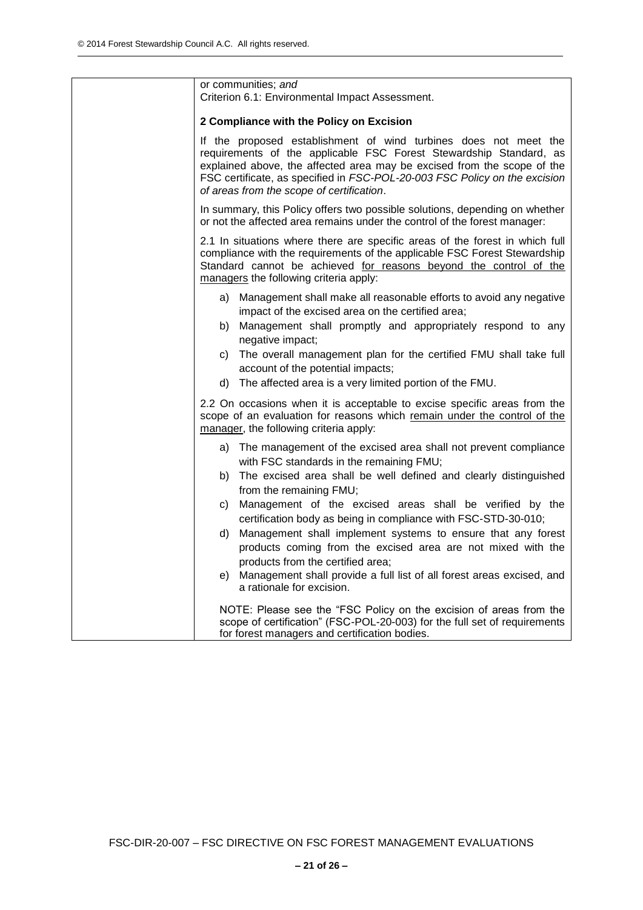| | |
|---|---|
| | or communities; *and*<br>Criterion 6.1: Environmental Impact Assessment.<br><br>**2 Compliance with the Policy on Excision**<br><br>If the proposed establishment of wind turbines does not meet the requirements of the applicable FSC Forest Stewardship Standard, as explained above, the affected area may be excised from the scope of the FSC certificate, as specified in *FSC-POL-20-003 FSC Policy on the excision of areas from the scope of certification*.<br><br>In summary, this Policy offers two possible solutions, depending on whether or not the affected area remains under the control of the forest manager:<br><br>2.1 In situations where there are specific areas of the forest in which full compliance with the requirements of the applicable FSC Forest Stewardship Standard cannot be achieved <u>for reasons beyond the control of the managers</u> the following criteria apply:<br><br>a) Management shall make all reasonable efforts to avoid any negative impact of the excised area on the certified area;<br>b) Management shall promptly and appropriately respond to any negative impact;<br>c) The overall management plan for the certified FMU shall take full account of the potential impacts;<br>d) The affected area is a very limited portion of the FMU.<br><br>2.2 On occasions when it is acceptable to excise specific areas from the scope of an evaluation for reasons which <u>remain under the control of the manager</u>, the following criteria apply:<br><br>a) The management of the excised area shall not prevent compliance with FSC standards in the remaining FMU;<br>b) The excised area shall be well defined and clearly distinguished from the remaining FMU;<br>c) Management of the excised areas shall be verified by the certification body as being in compliance with FSC-STD-30-010;<br>d) Management shall implement systems to ensure that any forest products coming from the excised area are not mixed with the products from the certified area;<br>e) Management shall provide a full list of all forest areas excised, and a rationale for excision.<br><br>NOTE: Please see the "FSC Policy on the excision of areas from the scope of certification" (FSC-POL-20-003) for the full set of requirements for forest managers and certification bodies. |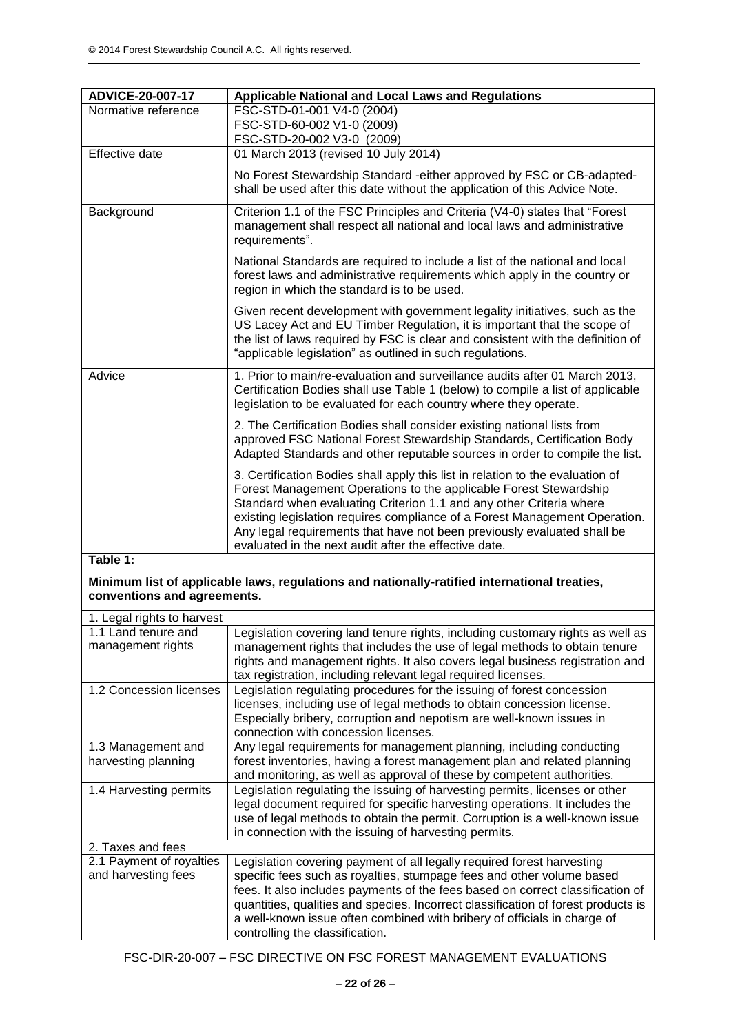| ADVICE-20-007-17 | Applicable National and Local Laws and Regulations |
|---|---|
| Normative reference | FSC-STD-01-001 V4-0 (2004)<br>FSC-STD-60-002 V1-0 (2009)<br>FSC-STD-20-002 V3-0 (2009) |
| Effective date | 01 March 2013 (revised 10 July 2014)<br><br>No Forest Stewardship Standard -either approved by FSC or CB-adapted- shall be used after this date without the application of this Advice Note. |
| Background | Criterion 1.1 of the FSC Principles and Criteria (V4-0) states that "Forest management shall respect all national and local laws and administrative requirements".<br><br>National Standards are required to include a list of the national and local forest laws and administrative requirements which apply in the country or region in which the standard is to be used.<br><br>Given recent development with government legality initiatives, such as the US Lacey Act and EU Timber Regulation, it is important that the scope of the list of laws required by FSC is clear and consistent with the definition of "applicable legislation" as outlined in such regulations. |
| Advice | 1. Prior to main/re-evaluation and surveillance audits after 01 March 2013, Certification Bodies shall use Table 1 (below) to compile a list of applicable legislation to be evaluated for each country where they operate.<br><br>2. The Certification Bodies shall consider existing national lists from approved FSC National Forest Stewardship Standards, Certification Body Adapted Standards and other reputable sources in order to compile the list.<br><br>3. Certification Bodies shall apply this list in relation to the evaluation of Forest Management Operations to the applicable Forest Stewardship Standard when evaluating Criterion 1.1 and any other Criteria where existing legislation requires compliance of a Forest Management Operation. Any legal requirements that have not been previously evaluated shall be evaluated in the next audit after the effective date. |

**Table 1:**

**Minimum list of applicable laws, regulations and nationally-ratified international treaties, conventions and agreements.**

| | |
|---|---|
| 1. Legal rights to harvest | |
| 1.1 Land tenure and management rights | Legislation covering land tenure rights, including customary rights as well as management rights that includes the use of legal methods to obtain tenure rights and management rights. It also covers legal business registration and tax registration, including relevant legal required licenses. |
| 1.2 Concession licenses | Legislation regulating procedures for the issuing of forest concession licenses, including use of legal methods to obtain concession license. Especially bribery, corruption and nepotism are well-known issues in connection with concession licenses. |
| 1.3 Management and harvesting planning | Any legal requirements for management planning, including conducting forest inventories, having a forest management plan and related planning and monitoring, as well as approval of these by competent authorities. |
| 1.4 Harvesting permits | Legislation regulating the issuing of harvesting permits, licenses or other legal document required for specific harvesting operations. It includes the use of legal methods to obtain the permit. Corruption is a well-known issue in connection with the issuing of harvesting permits. |
| 2. Taxes and fees | |
| 2.1 Payment of royalties and harvesting fees | Legislation covering payment of all legally required forest harvesting specific fees such as royalties, stumpage fees and other volume based fees. It also includes payments of the fees based on correct classification of quantities, qualities and species. Incorrect classification of forest products is a well-known issue often combined with bribery of officials in charge of controlling the classification. |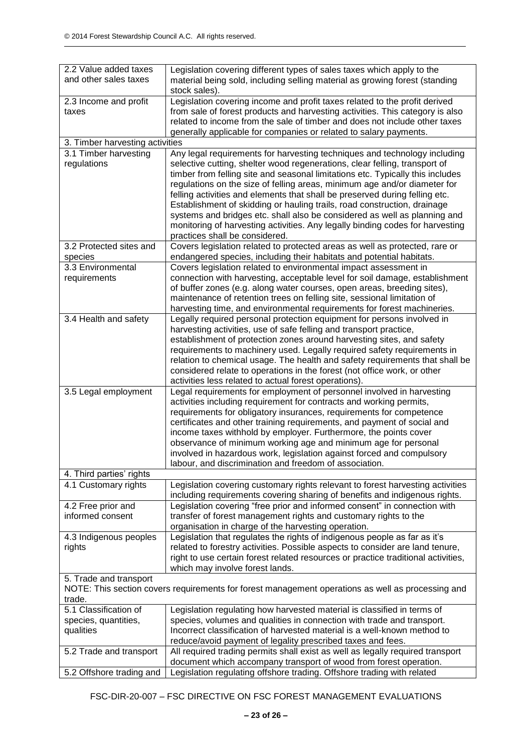| | |
|---|---|
| 2.2 Value added taxes and other sales taxes | Legislation covering different types of sales taxes which apply to the material being sold, including selling material as growing forest (standing stock sales). |
| 2.3 Income and profit taxes | Legislation covering income and profit taxes related to the profit derived from sale of forest products and harvesting activities. This category is also related to income from the sale of timber and does not include other taxes generally applicable for companies or related to salary payments. |
| 3. Timber harvesting activities | |
| 3.1 Timber harvesting regulations | Any legal requirements for harvesting techniques and technology including selective cutting, shelter wood regenerations, clear felling, transport of timber from felling site and seasonal limitations etc. Typically this includes regulations on the size of felling areas, minimum age and/or diameter for felling activities and elements that shall be preserved during felling etc. Establishment of skidding or hauling trails, road construction, drainage systems and bridges etc. shall also be considered as well as planning and monitoring of harvesting activities. Any legally binding codes for harvesting practices shall be considered. |
| 3.2 Protected sites and species | Covers legislation related to protected areas as well as protected, rare or endangered species, including their habitats and potential habitats. |
| 3.3 Environmental requirements | Covers legislation related to environmental impact assessment in connection with harvesting, acceptable level for soil damage, establishment of buffer zones (e.g. along water courses, open areas, breeding sites), maintenance of retention trees on felling site, sessional limitation of harvesting time, and environmental requirements for forest machineries. |
| 3.4 Health and safety | Legally required personal protection equipment for persons involved in harvesting activities, use of safe felling and transport practice, establishment of protection zones around harvesting sites, and safety requirements to machinery used. Legally required safety requirements in relation to chemical usage. The health and safety requirements that shall be considered relate to operations in the forest (not office work, or other activities less related to actual forest operations). |
| 3.5 Legal employment | Legal requirements for employment of personnel involved in harvesting activities including requirement for contracts and working permits, requirements for obligatory insurances, requirements for competence certificates and other training requirements, and payment of social and income taxes withhold by employer. Furthermore, the points cover observance of minimum working age and minimum age for personal involved in hazardous work, legislation against forced and compulsory labour, and discrimination and freedom of association. |
| 4. Third parties' rights | |
| 4.1 Customary rights | Legislation covering customary rights relevant to forest harvesting activities including requirements covering sharing of benefits and indigenous rights. |
| 4.2 Free prior and informed consent | Legislation covering "free prior and informed consent" in connection with transfer of forest management rights and customary rights to the organisation in charge of the harvesting operation. |
| 4.3 Indigenous peoples rights | Legislation that regulates the rights of indigenous people as far as it's related to forestry activities. Possible aspects to consider are land tenure, right to use certain forest related resources or practice traditional activities, which may involve forest lands. |
| 5. Trade and transport<br>NOTE: This section covers requirements for forest management operations as well as processing and trade. | |
| 5.1 Classification of species, quantities, qualities | Legislation regulating how harvested material is classified in terms of species, volumes and qualities in connection with trade and transport. Incorrect classification of harvested material is a well-known method to reduce/avoid payment of legality prescribed taxes and fees. |
| 5.2 Trade and transport | All required trading permits shall exist as well as legally required transport document which accompany transport of wood from forest operation. |
| 5.2 Offshore trading and | Legislation regulating offshore trading. Offshore trading with related |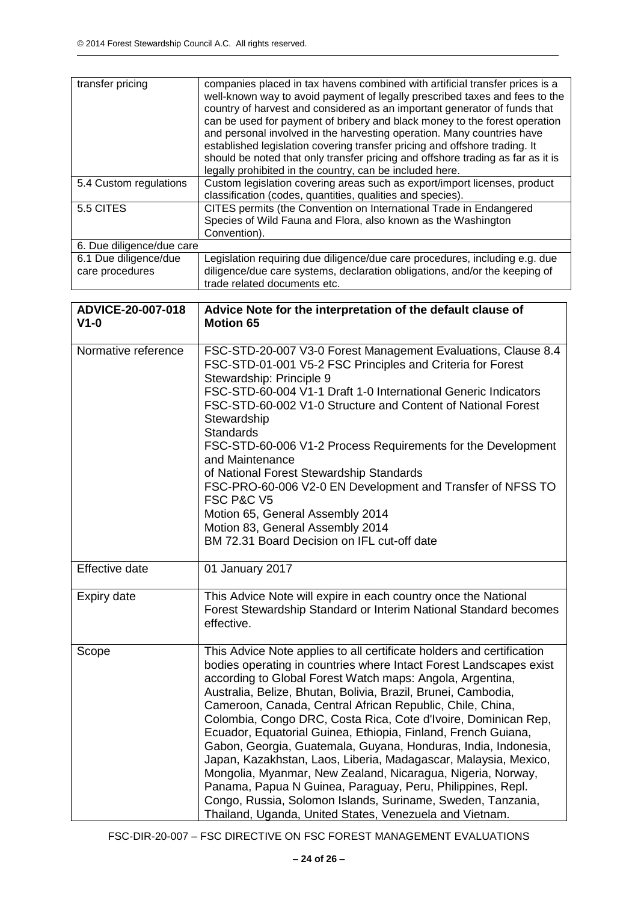| | |
|---|---|
| transfer pricing | companies placed in tax havens combined with artificial transfer prices is a well-known way to avoid payment of legally prescribed taxes and fees to the country of harvest and considered as an important generator of funds that can be used for payment of bribery and black money to the forest operation and personal involved in the harvesting operation. Many countries have established legislation covering transfer pricing and offshore trading. It should be noted that only transfer pricing and offshore trading as far as it is legally prohibited in the country, can be included here. |
| 5.4 Custom regulations | Custom legislation covering areas such as export/import licenses, product classification (codes, quantities, qualities and species). |
| 5.5 CITES | CITES permits (the Convention on International Trade in Endangered Species of Wild Fauna and Flora, also known as the Washington Convention). |
| 6. Due diligence/due care | |
| 6.1 Due diligence/due care procedures | Legislation requiring due diligence/due care procedures, including e.g. due diligence/due care systems, declaration obligations, and/or the keeping of trade related documents etc. |

| **ADVICE-20-007-018 V1-0** | **Advice Note for the interpretation of the default clause of Motion 65** |
|---|---|
| Normative reference | FSC-STD-20-007 V3-0 Forest Management Evaluations, Clause 8.4<br>FSC-STD-01-001 V5-2 FSC Principles and Criteria for Forest Stewardship: Principle 9<br>FSC-STD-60-004 V1-1 Draft 1-0 International Generic Indicators<br>FSC-STD-60-002 V1-0 Structure and Content of National Forest Stewardship Standards<br>FSC-STD-60-006 V1-2 Process Requirements for the Development and Maintenance of National Forest Stewardship Standards<br>FSC-PRO-60-006 V2-0 EN Development and Transfer of NFSS TO FSC P&C V5<br>Motion 65, General Assembly 2014<br>Motion 83, General Assembly 2014<br>BM 72.31 Board Decision on IFL cut-off date |
| Effective date | 01 January 2017 |
| Expiry date | This Advice Note will expire in each country once the National Forest Stewardship Standard or Interim National Standard becomes effective. |
| Scope | This Advice Note applies to all certificate holders and certification bodies operating in countries where Intact Forest Landscapes exist according to Global Forest Watch maps: Angola, Argentina, Australia, Belize, Bhutan, Bolivia, Brazil, Brunei, Cambodia, Cameroon, Canada, Central African Republic, Chile, China, Colombia, Congo DRC, Costa Rica, Cote d'Ivoire, Dominican Rep, Ecuador, Equatorial Guinea, Ethiopia, Finland, French Guiana, Gabon, Georgia, Guatemala, Guyana, Honduras, India, Indonesia, Japan, Kazakhstan, Laos, Liberia, Madagascar, Malaysia, Mexico, Mongolia, Myanmar, New Zealand, Nicaragua, Nigeria, Norway, Panama, Papua N Guinea, Paraguay, Peru, Philippines, Repl. Congo, Russia, Solomon Islands, Suriname, Sweden, Tanzania, Thailand, Uganda, United States, Venezuela and Vietnam. |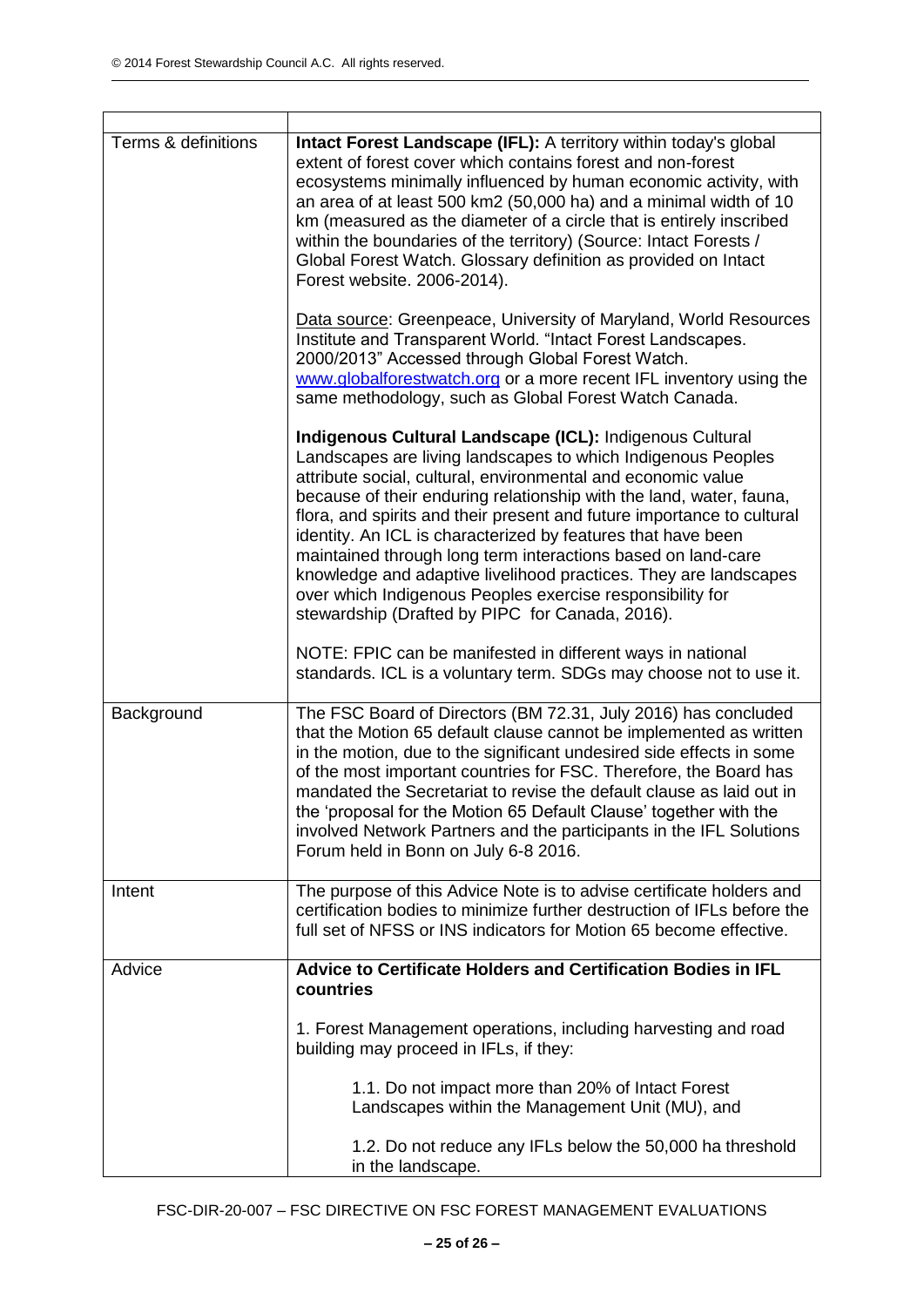| | |
|---|---|
| Terms & definitions | **Intact Forest Landscape (IFL):** A territory within today's global extent of forest cover which contains forest and non-forest ecosystems minimally influenced by human economic activity, with an area of at least 500 km2 (50,000 ha) and a minimal width of 10 km (measured as the diameter of a circle that is entirely inscribed within the boundaries of the territory) (Source: Intact Forests / Global Forest Watch. Glossary definition as provided on Intact Forest website. 2006-2014).<br><br>Data source: Greenpeace, University of Maryland, World Resources Institute and Transparent World. "Intact Forest Landscapes. 2000/2013" Accessed through Global Forest Watch. www.globalforestwatch.org or a more recent IFL inventory using the same methodology, such as Global Forest Watch Canada.<br><br>**Indigenous Cultural Landscape (ICL):** Indigenous Cultural Landscapes are living landscapes to which Indigenous Peoples attribute social, cultural, environmental and economic value because of their enduring relationship with the land, water, fauna, flora, and spirits and their present and future importance to cultural identity. An ICL is characterized by features that have been maintained through long term interactions based on land-care knowledge and adaptive livelihood practices. They are landscapes over which Indigenous Peoples exercise responsibility for stewardship (Drafted by PIPC for Canada, 2016).<br><br>NOTE: FPIC can be manifested in different ways in national standards. ICL is a voluntary term. SDGs may choose not to use it. |
| Background | The FSC Board of Directors (BM 72.31, July 2016) has concluded that the Motion 65 default clause cannot be implemented as written in the motion, due to the significant undesired side effects in some of the most important countries for FSC. Therefore, the Board has mandated the Secretariat to revise the default clause as laid out in the 'proposal for the Motion 65 Default Clause' together with the involved Network Partners and the participants in the IFL Solutions Forum held in Bonn on July 6-8 2016. |
| Intent | The purpose of this Advice Note is to advise certificate holders and certification bodies to minimize further destruction of IFLs before the full set of NFSS or INS indicators for Motion 65 become effective. |
| Advice | **Advice to Certificate Holders and Certification Bodies in IFL countries**<br><br>1. Forest Management operations, including harvesting and road building may proceed in IFLs, if they:<br><br>1.1. Do not impact more than 20% of Intact Forest Landscapes within the Management Unit (MU), and<br><br>1.2. Do not reduce any IFLs below the 50,000 ha threshold in the landscape. |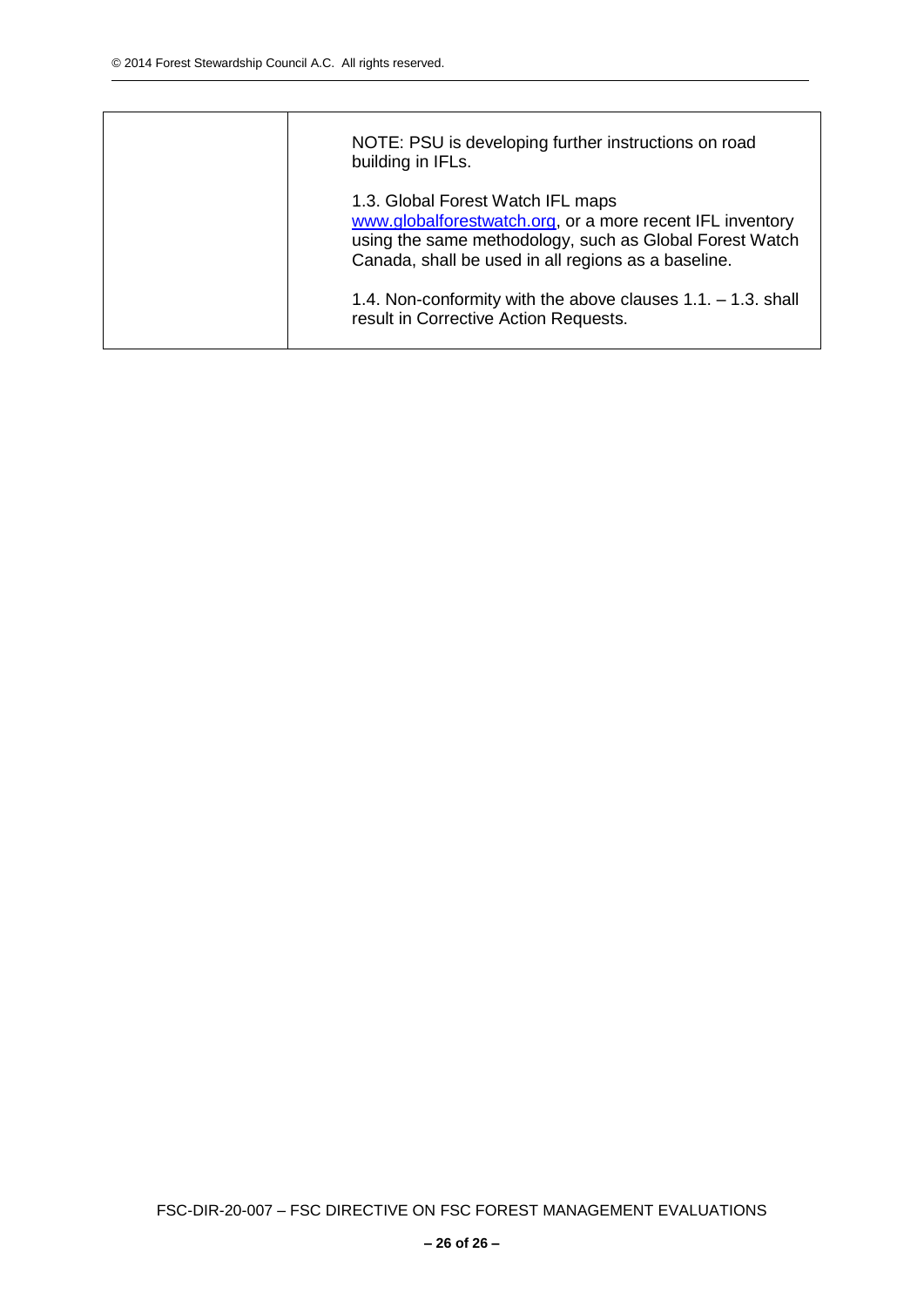| | |
|---|---|
| | NOTE: PSU is developing further instructions on road building in IFLs.<br><br>1.3. Global Forest Watch IFL maps [www.globalforestwatch.org](http://www.globalforestwatch.org), or a more recent IFL inventory using the same methodology, such as Global Forest Watch Canada, shall be used in all regions as a baseline.<br><br>1.4. Non-conformity with the above clauses 1.1. – 1.3. shall result in Corrective Action Requests. |